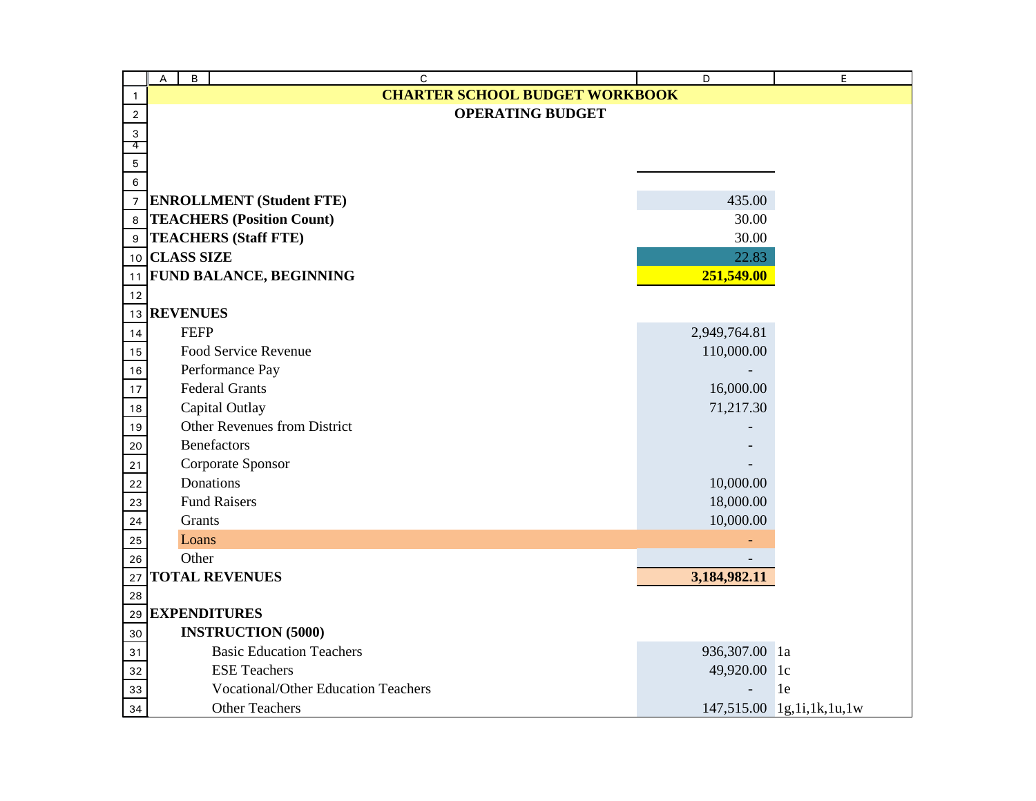# CHARTER SCHOOL BUDGET WORKBOOK

## OPERATING BUDGET

| Item | Amount | Note |
|---|---|---|
| **ENROLLMENT (Student FTE)** | 435.00 | |
| **TEACHERS (Position Count)** | 30.00 | |
| **TEACHERS (Staff FTE)** | 30.00 | |
| **CLASS SIZE** | 22.83 | |
| **FUND BALANCE, BEGINNING** | **251,549.00** | |
| | | |
| **REVENUES** | | |
| FEFP | 2,949,764.81 | |
| Food Service Revenue | 110,000.00 | |
| Performance Pay | - | |
| Federal Grants | 16,000.00 | |
| Capital Outlay | 71,217.30 | |
| Other Revenues from District | - | |
| Benefactors | - | |
| Corporate Sponsor | - | |
| Donations | 10,000.00 | |
| Fund Raisers | 18,000.00 | |
| Grants | 10,000.00 | |
| Loans | - | |
| Other | - | |
| **TOTAL REVENUES** | **3,184,982.11** | |
| | | |
| **EXPENDITURES** | | |
| **INSTRUCTION (5000)** | | |
| Basic Education Teachers | 936,307.00 | 1a |
| ESE Teachers | 49,920.00 | 1c |
| Vocational/Other Education Teachers | - | 1e |
| Other Teachers | 147,515.00 | 1g,1i,1k,1u,1w |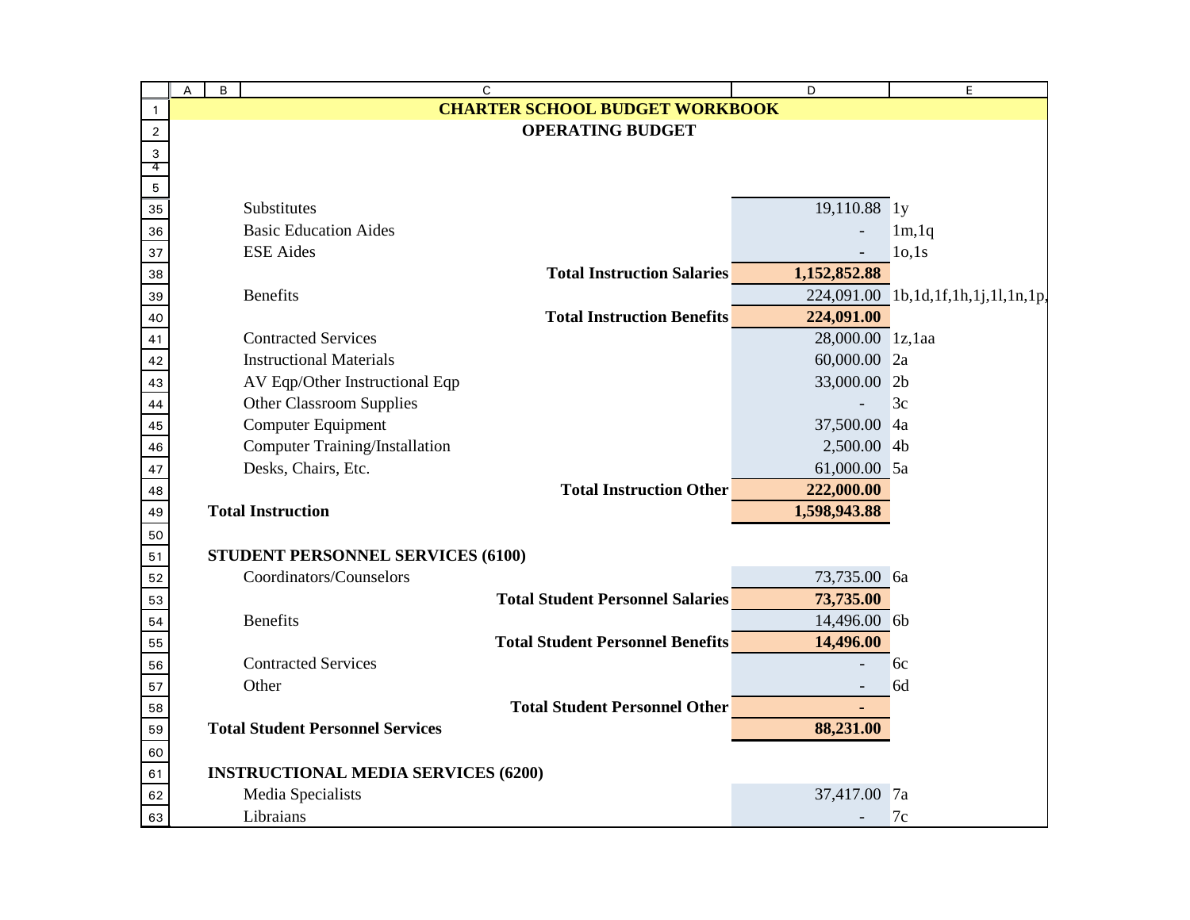# CHARTER SCHOOL BUDGET WORKBOOK

## OPERATING BUDGET

| Item | Amount | Reference |
|---|---|---|
| Substitutes | 19,110.88 | 1y |
| Basic Education Aides | - | 1m,1q |
| ESE Aides | - | 1o,1s |
| **Total Instruction Salaries** | **1,152,852.88** | |
| Benefits | 224,091.00 | 1b,1d,1f,1h,1j,1l,1n,1p, |
| **Total Instruction Benefits** | **224,091.00** | |
| Contracted Services | 28,000.00 | 1z,1aa |
| Instructional Materials | 60,000.00 | 2a |
| AV Eqp/Other Instructional Eqp | 33,000.00 | 2b |
| Other Classroom Supplies | - | 3c |
| Computer Equipment | 37,500.00 | 4a |
| Computer Training/Installation | 2,500.00 | 4b |
| Desks, Chairs, Etc. | 61,000.00 | 5a |
| **Total Instruction Other** | **222,000.00** | |
| **Total Instruction** | **1,598,943.88** | |
| | | |
| **STUDENT PERSONNEL SERVICES (6100)** | | |
| Coordinators/Counselors | 73,735.00 | 6a |
| **Total Student Personnel Salaries** | **73,735.00** | |
| Benefits | 14,496.00 | 6b |
| **Total Student Personnel Benefits** | **14,496.00** | |
| Contracted Services | - | 6c |
| Other | - | 6d |
| **Total Student Personnel Other** | **-** | |
| **Total Student Personnel Services** | **88,231.00** | |
| | | |
| **INSTRUCTIONAL MEDIA SERVICES (6200)** | | |
| Media Specialists | 37,417.00 | 7a |
| Libraians | - | 7c |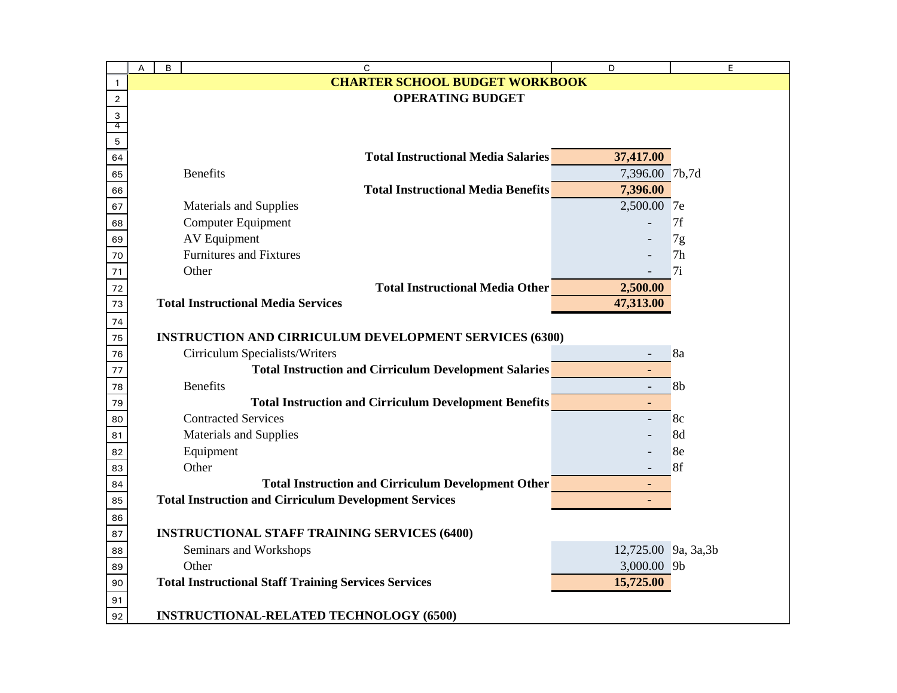# CHARTER SCHOOL BUDGET WORKBOOK

## OPERATING BUDGET

| Item | Amount | Ref |
|---|---|---|
| **Total Instructional Media Salaries** | **37,417.00** | |
| Benefits | 7,396.00 | 7b,7d |
| **Total Instructional Media Benefits** | **7,396.00** | |
| Materials and Supplies | 2,500.00 | 7e |
| Computer Equipment | - | 7f |
| AV Equipment | - | 7g |
| Furnitures and Fixtures | - | 7h |
| Other | - | 7i |
| **Total Instructional Media Other** | **2,500.00** | |
| **Total Instructional Media Services** | **47,313.00** | |
| | | |
| **INSTRUCTION AND CIRRICULUM DEVELOPMENT SERVICES (6300)** | | |
| Cirriculum Specialists/Writers | - | 8a |
| **Total Instruction and Cirriculum Development Salaries** | **-** | |
| Benefits | - | 8b |
| **Total Instruction and Cirriculum Development Benefits** | **-** | |
| Contracted Services | - | 8c |
| Materials and Supplies | - | 8d |
| Equipment | - | 8e |
| Other | - | 8f |
| **Total Instruction and Cirriculum Development Other** | **-** | |
| **Total Instruction and Cirriculum Development Services** | **-** | |
| | | |
| **INSTRUCTIONAL STAFF TRAINING SERVICES (6400)** | | |
| Seminars and Workshops | 12,725.00 | 9a, 3a,3b |
| Other | 3,000.00 | 9b |
| **Total Instructional Staff Training Services Services** | **15,725.00** | |
| | | |
| **INSTRUCTIONAL-RELATED TECHNOLOGY (6500)** | | |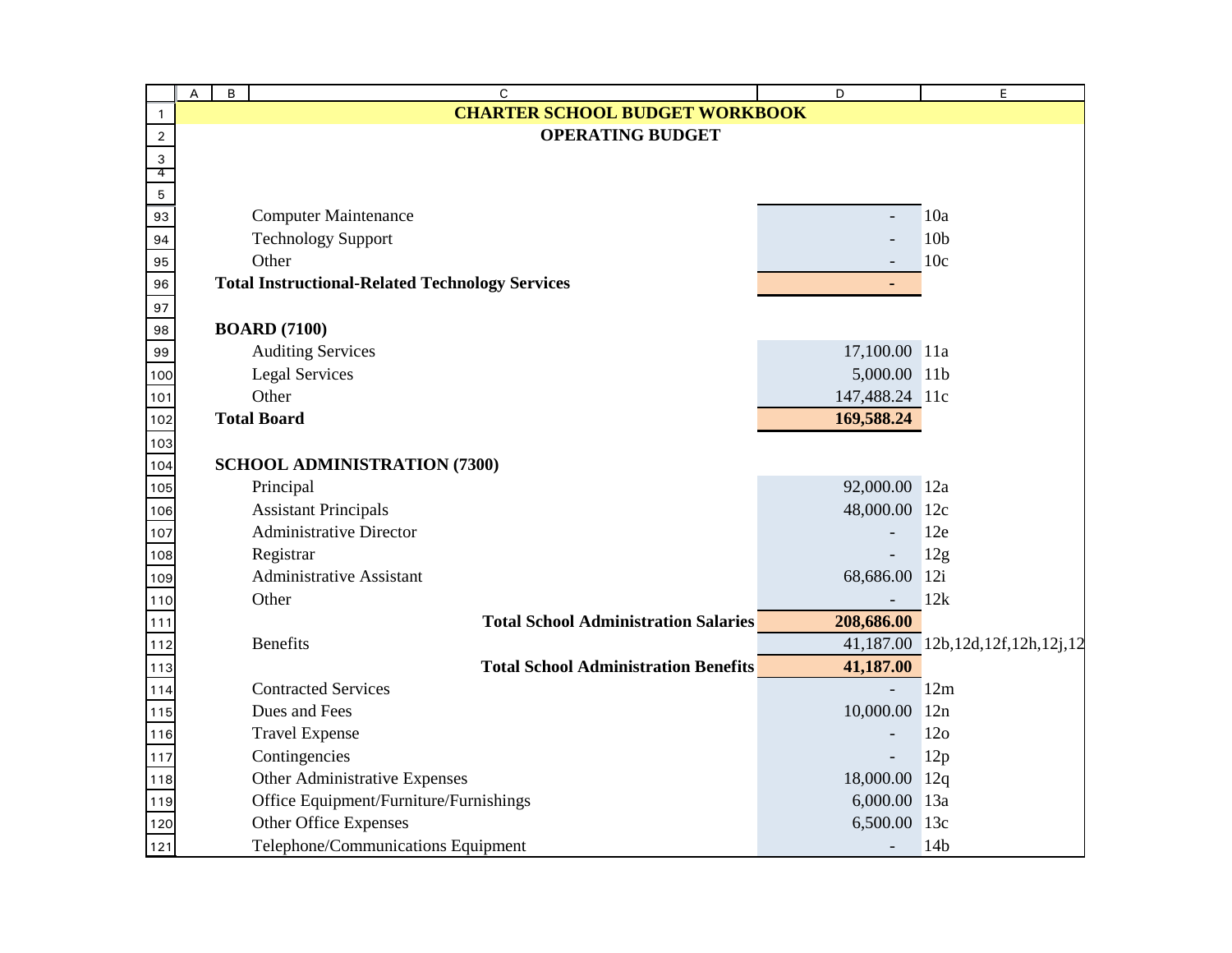# CHARTER SCHOOL BUDGET WORKBOOK

## OPERATING BUDGET

| | | |
|---|---|---|
| Computer Maintenance | - | 10a |
| Technology Support | - | 10b |
| Other | - | 10c |
| **Total Instructional-Related Technology Services** | **-** | |
| | | |
| **BOARD (7100)** | | |
| Auditing Services | 17,100.00 | 11a |
| Legal Services | 5,000.00 | 11b |
| Other | 147,488.24 | 11c |
| **Total Board** | **169,588.24** | |
| | | |
| **SCHOOL ADMINISTRATION (7300)** | | |
| Principal | 92,000.00 | 12a |
| Assistant Principals | 48,000.00 | 12c |
| Administrative Director | - | 12e |
| Registrar | - | 12g |
| Administrative Assistant | 68,686.00 | 12i |
| Other | - | 12k |
| **Total School Administration Salaries** | **208,686.00** | |
| Benefits | 41,187.00 | 12b,12d,12f,12h,12j,12 |
| **Total School Administration Benefits** | **41,187.00** | |
| Contracted Services | - | 12m |
| Dues and Fees | 10,000.00 | 12n |
| Travel Expense | - | 12o |
| Contingencies | - | 12p |
| Other Administrative Expenses | 18,000.00 | 12q |
| Office Equipment/Furniture/Furnishings | 6,000.00 | 13a |
| Other Office Expenses | 6,500.00 | 13c |
| Telephone/Communications Equipment | - | 14b |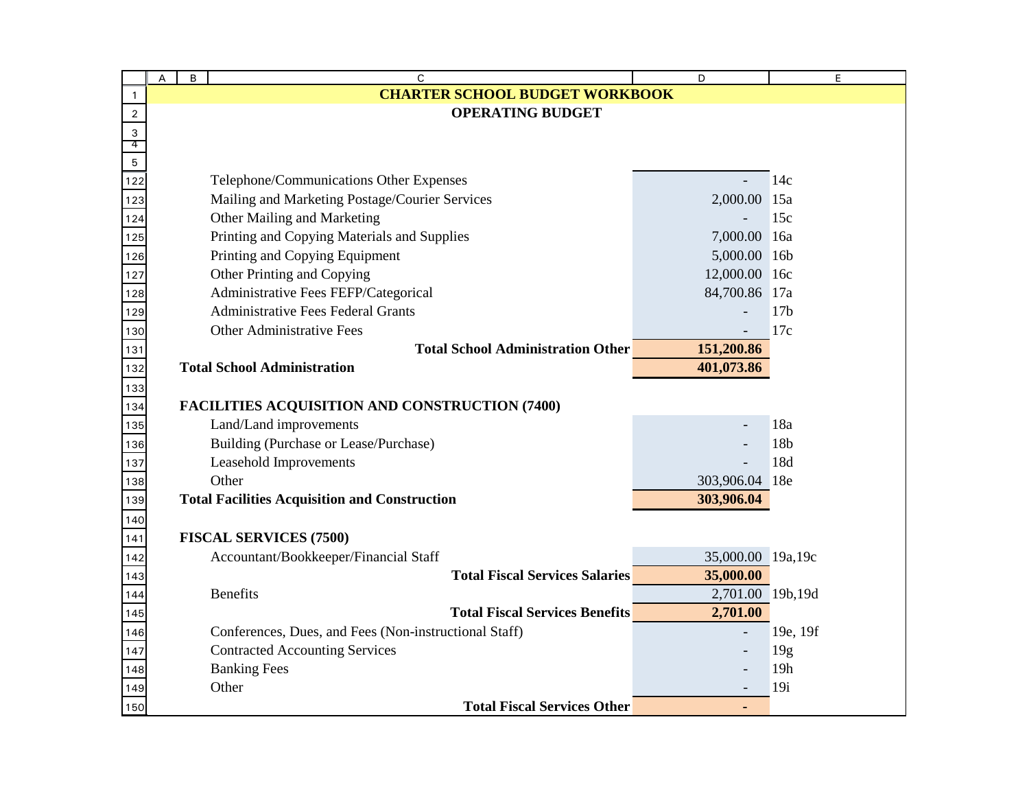# CHARTER SCHOOL BUDGET WORKBOOK

## OPERATING BUDGET

| | | |
|---|---|---|
| Telephone/Communications Other Expenses | - | 14c |
| Mailing and Marketing Postage/Courier Services | 2,000.00 | 15a |
| Other Mailing and Marketing | - | 15c |
| Printing and Copying Materials and Supplies | 7,000.00 | 16a |
| Printing and Copying Equipment | 5,000.00 | 16b |
| Other Printing and Copying | 12,000.00 | 16c |
| Administrative Fees FEFP/Categorical | 84,700.86 | 17a |
| Administrative Fees Federal Grants | - | 17b |
| Other Administrative Fees | - | 17c |
| **Total School Administration Other** | **151,200.86** | |
| **Total School Administration** | **401,073.86** | |
| | | |
| **FACILITIES ACQUISITION AND CONSTRUCTION (7400)** | | |
| Land/Land improvements | - | 18a |
| Building (Purchase or Lease/Purchase) | - | 18b |
| Leasehold Improvements | - | 18d |
| Other | 303,906.04 | 18e |
| **Total Facilities Acquisition and Construction** | **303,906.04** | |
| | | |
| **FISCAL SERVICES (7500)** | | |
| Accountant/Bookkeeper/Financial Staff | 35,000.00 | 19a,19c |
| **Total Fiscal Services Salaries** | **35,000.00** | |
| Benefits | 2,701.00 | 19b,19d |
| **Total Fiscal Services Benefits** | **2,701.00** | |
| Conferences, Dues, and Fees (Non-instructional Staff) | - | 19e, 19f |
| Contracted Accounting Services | - | 19g |
| Banking Fees | - | 19h |
| Other | - | 19i |
| **Total Fiscal Services Other** | **-** | |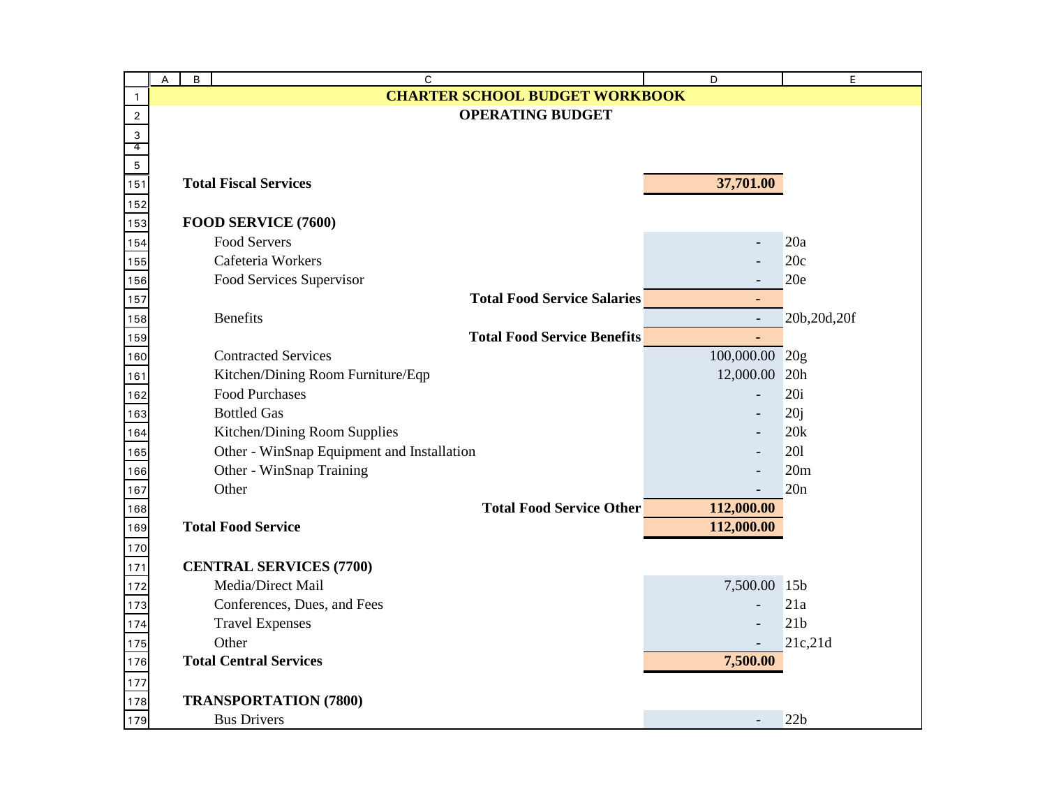# CHARTER SCHOOL BUDGET WORKBOOK

## OPERATING BUDGET

| Item | Amount | Reference |
|---|---|---|
| **Total Fiscal Services** | **37,701.00** | |
| | | |
| **FOOD SERVICE (7600)** | | |
| Food Servers | - | 20a |
| Cafeteria Workers | - | 20c |
| Food Services Supervisor | - | 20e |
| **Total Food Service Salaries** | **-** | |
| Benefits | - | 20b,20d,20f |
| **Total Food Service Benefits** | **-** | |
| Contracted Services | 100,000.00 | 20g |
| Kitchen/Dining Room Furniture/Eqp | 12,000.00 | 20h |
| Food Purchases | - | 20i |
| Bottled Gas | - | 20j |
| Kitchen/Dining Room Supplies | - | 20k |
| Other - WinSnap Equipment and Installation | - | 20l |
| Other - WinSnap Training | - | 20m |
| Other | - | 20n |
| **Total Food Service Other** | **112,000.00** | |
| **Total Food Service** | **112,000.00** | |
| | | |
| **CENTRAL SERVICES (7700)** | | |
| Media/Direct Mail | 7,500.00 | 15b |
| Conferences, Dues, and Fees | - | 21a |
| Travel Expenses | - | 21b |
| Other | - | 21c,21d |
| **Total Central Services** | **7,500.00** | |
| | | |
| **TRANSPORTATION (7800)** | | |
| Bus Drivers | - | 22b |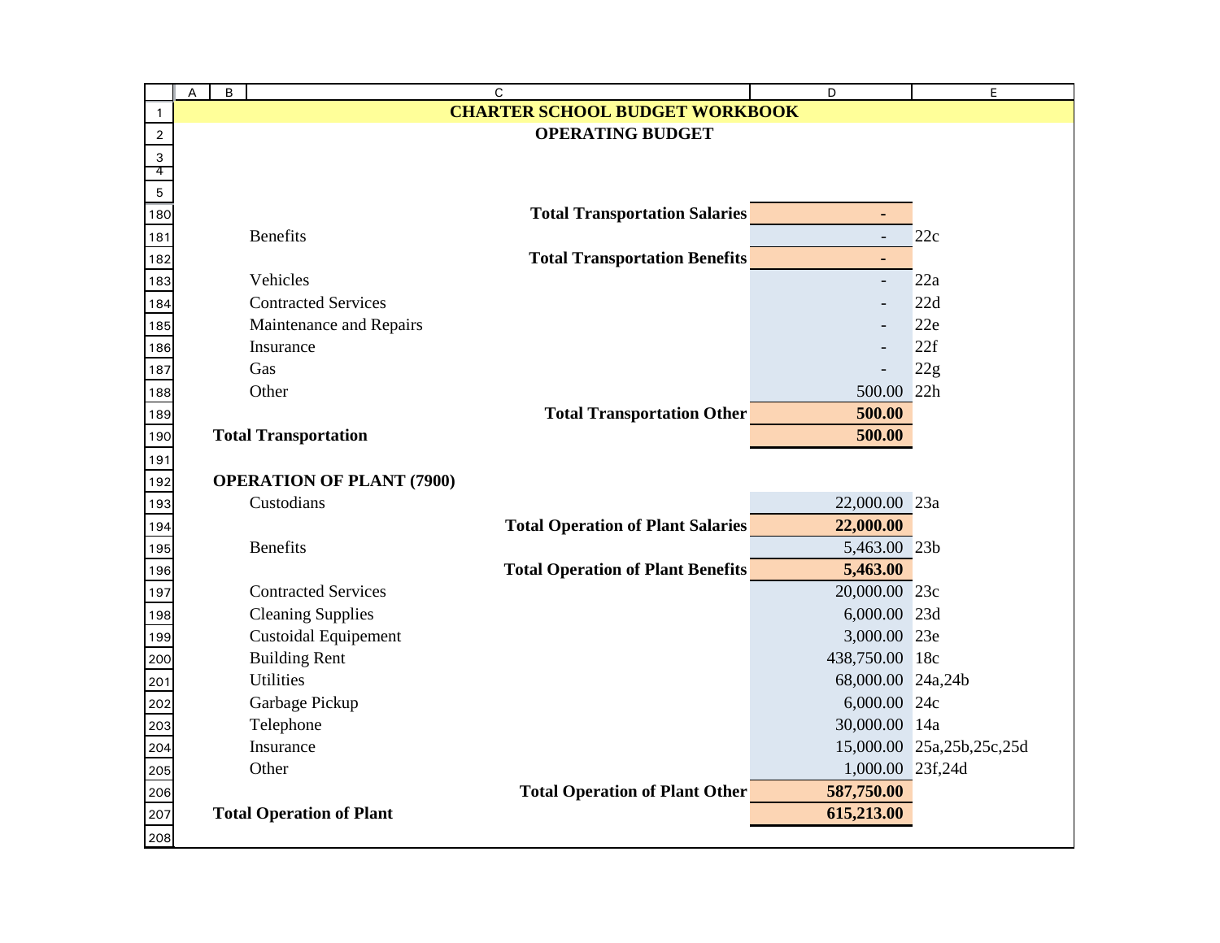# CHARTER SCHOOL BUDGET WORKBOOK

## OPERATING BUDGET

| Item | | Amount | Reference |
|---|---|---|---|
| | **Total Transportation Salaries** | **-** | |
| Benefits | | - | 22c |
| | **Total Transportation Benefits** | **-** | |
| Vehicles | | - | 22a |
| Contracted Services | | - | 22d |
| Maintenance and Repairs | | - | 22e |
| Insurance | | - | 22f |
| Gas | | - | 22g |
| Other | | 500.00 | 22h |
| | **Total Transportation Other** | **500.00** | |
| **Total Transportation** | | **500.00** | |
| | | | |
| **OPERATION OF PLANT (7900)** | | | |
| Custodians | | 22,000.00 | 23a |
| | **Total Operation of Plant Salaries** | **22,000.00** | |
| Benefits | | 5,463.00 | 23b |
| | **Total Operation of Plant Benefits** | **5,463.00** | |
| Contracted Services | | 20,000.00 | 23c |
| Cleaning Supplies | | 6,000.00 | 23d |
| Custoidal Equipement | | 3,000.00 | 23e |
| Building Rent | | 438,750.00 | 18c |
| Utilities | | 68,000.00 | 24a,24b |
| Garbage Pickup | | 6,000.00 | 24c |
| Telephone | | 30,000.00 | 14a |
| Insurance | | 15,000.00 | 25a,25b,25c,25d |
| Other | | 1,000.00 | 23f,24d |
| | **Total Operation of Plant Other** | **587,750.00** | |
| **Total Operation of Plant** | | **615,213.00** | |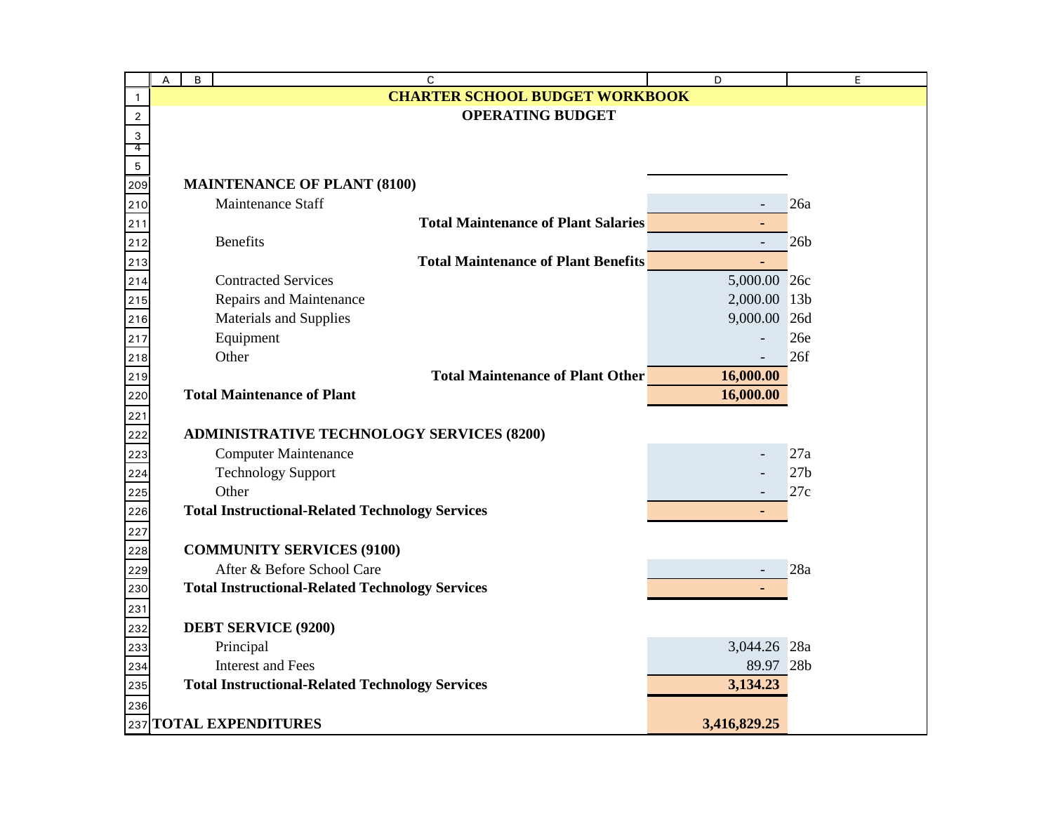# CHARTER SCHOOL BUDGET WORKBOOK

## OPERATING BUDGET

| | | |
|---|---|---|
| **MAINTENANCE OF PLANT (8100)** | | |
| Maintenance Staff | - | 26a |
| **Total Maintenance of Plant Salaries** | - | |
| Benefits | - | 26b |
| **Total Maintenance of Plant Benefits** | - | |
| Contracted Services | 5,000.00 | 26c |
| Repairs and Maintenance | 2,000.00 | 13b |
| Materials and Supplies | 9,000.00 | 26d |
| Equipment | - | 26e |
| Other | - | 26f |
| **Total Maintenance of Plant Other** | **16,000.00** | |
| **Total Maintenance of Plant** | **16,000.00** | |
| | | |
| **ADMINISTRATIVE TECHNOLOGY SERVICES (8200)** | | |
| Computer Maintenance | - | 27a |
| Technology Support | - | 27b |
| Other | - | 27c |
| **Total Instructional-Related Technology Services** | - | |
| | | |
| **COMMUNITY SERVICES (9100)** | | |
| After & Before School Care | - | 28a |
| **Total Instructional-Related Technology Services** | - | |
| | | |
| **DEBT SERVICE (9200)** | | |
| Principal | 3,044.26 | 28a |
| Interest and Fees | 89.97 | 28b |
| **Total Instructional-Related Technology Services** | **3,134.23** | |
| | | |
| **TOTAL EXPENDITURES** | **3,416,829.25** | |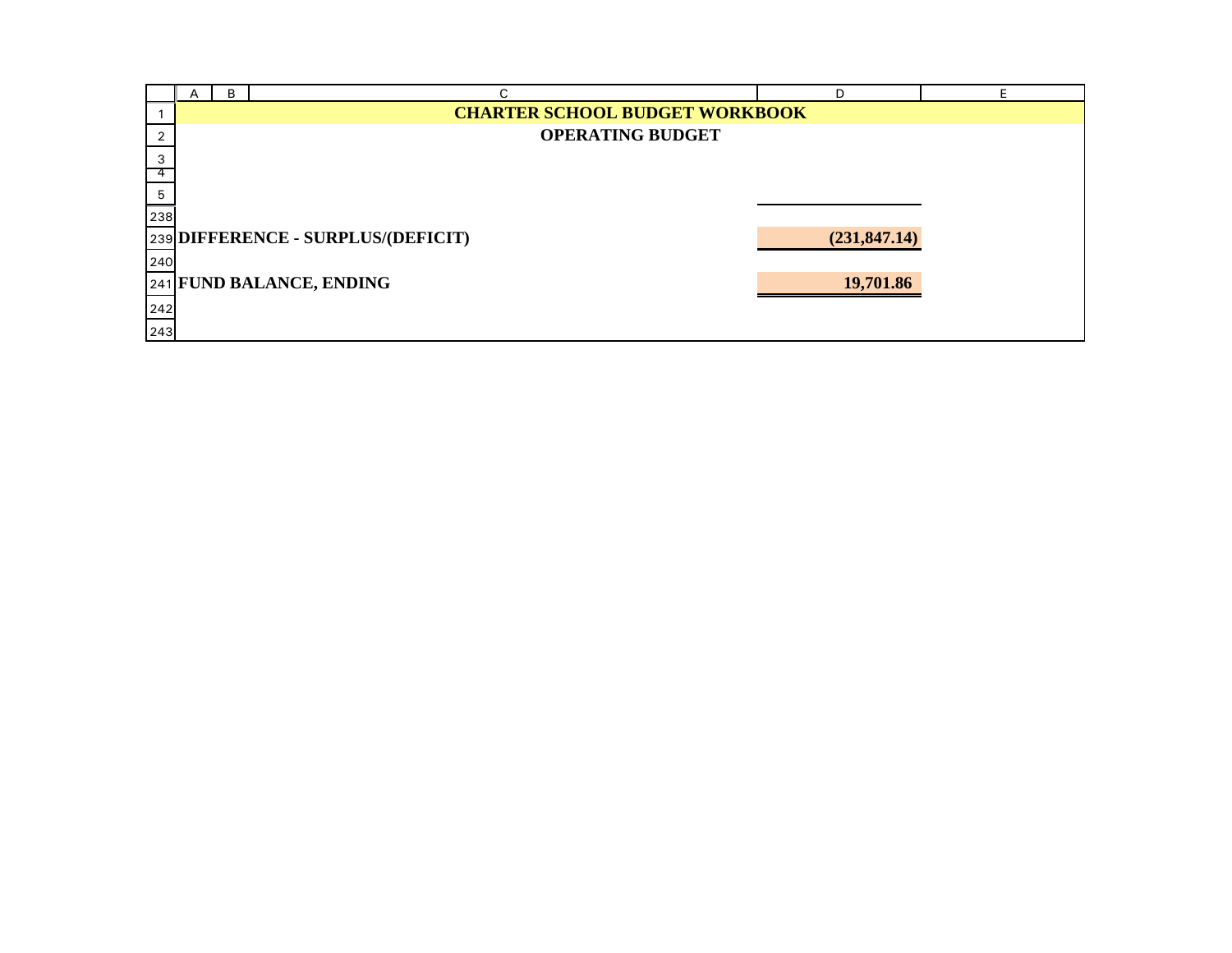# CHARTER SCHOOL BUDGET WORKBOOK

## OPERATING BUDGET

| | |
|---|---|
| **DIFFERENCE - SURPLUS/(DEFICIT)** | **(231,847.14)** |
| **FUND BALANCE, ENDING** | **19,701.86** |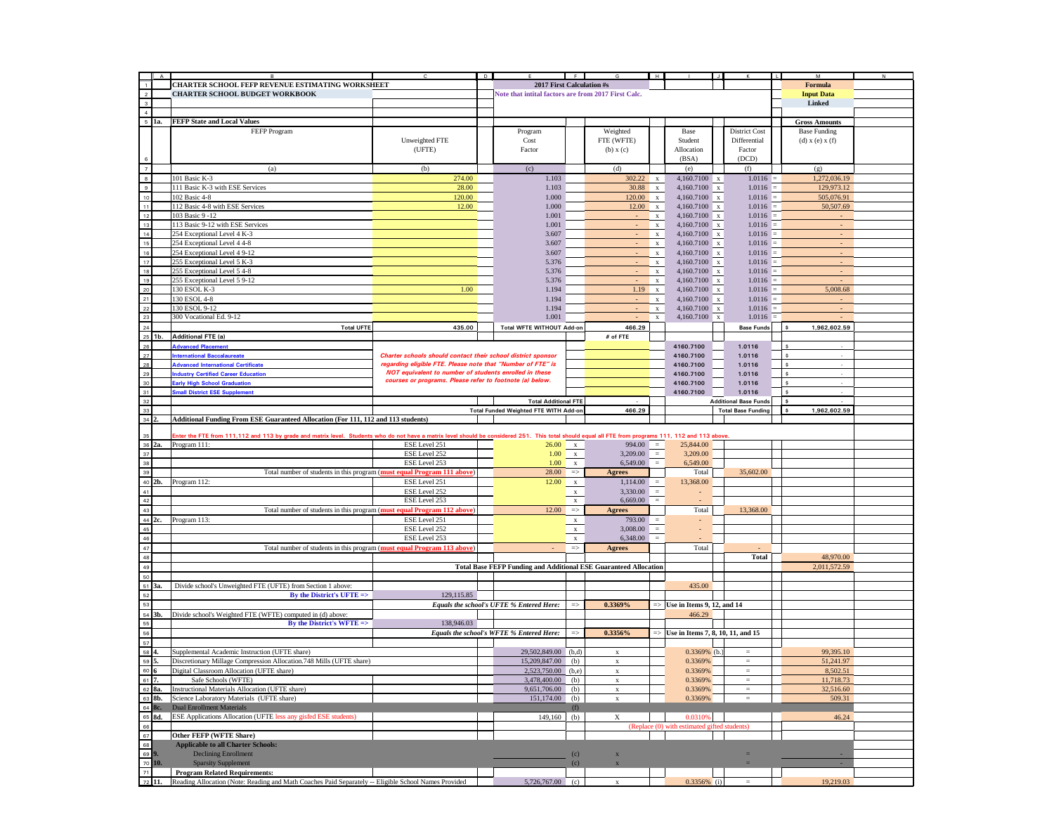**CHARTER SCHOOL FEFP REVENUE ESTIMATING WORKSHEET**

**CHARTER SCHOOL BUDGET WORKBOOK**

**2017 First Calculation #s**

Note that intital factors are from 2017 First Calc.

**Formula** / **Input Data** / **Linked**

## 1a. FEFP State and Local Values

| FEFP Program | Unweighted FTE (UFTE) | Program Cost Factor | Weighted FTE (WFTE) (b) x (c) | | Base Student Allocation (BSA) | | District Cost Differential Factor (DCD) | | Gross Amounts Base Funding (d) x (e) x (f) |
|---|---|---|---|---|---|---|---|---|---|
| (a) | (b) | (c) | (d) | | (e) | | (f) | | (g) |
| 101 Basic K-3 | 274.00 | 1.103 | 302.22 | x | 4,160.7100 | x | 1.0116 | = | 1,272,036.19 |
| 111 Basic K-3 with ESE Services | 28.00 | 1.103 | 30.88 | x | 4,160.7100 | x | 1.0116 | = | 129,973.12 |
| 102 Basic 4-8 | 120.00 | 1.000 | 120.00 | x | 4,160.7100 | x | 1.0116 | = | 505,076.91 |
| 112 Basic 4-8 with ESE Services | 12.00 | 1.000 | 12.00 | x | 4,160.7100 | x | 1.0116 | = | 50,507.69 |
| 103 Basic 9 -12 | | 1.001 | - | x | 4,160.7100 | x | 1.0116 | = | - |
| 113 Basic 9-12 with ESE Services | | 1.001 | - | x | 4,160.7100 | x | 1.0116 | = | - |
| 254 Exceptional Level 4 K-3 | | 3.607 | - | x | 4,160.7100 | x | 1.0116 | = | - |
| 254 Exceptional Level 4 4-8 | | 3.607 | - | x | 4,160.7100 | x | 1.0116 | = | - |
| 254 Exceptional Level 4 9-12 | | 3.607 | - | x | 4,160.7100 | x | 1.0116 | = | - |
| 255 Exceptional Level 5 K-3 | | 5.376 | - | x | 4,160.7100 | x | 1.0116 | = | - |
| 255 Exceptional Level 5 4-8 | | 5.376 | - | x | 4,160.7100 | x | 1.0116 | = | - |
| 255 Exceptional Level 5 9-12 | | 5.376 | - | x | 4,160.7100 | x | 1.0116 | = | - |
| 130 ESOL K-3 | 1.00 | 1.194 | 1.19 | x | 4,160.7100 | x | 1.0116 | = | 5,008.68 |
| 130 ESOL 4-8 | | 1.194 | - | x | 4,160.7100 | x | 1.0116 | = | - |
| 130 ESOL 9-12 | | 1.194 | - | x | 4,160.7100 | x | 1.0116 | = | - |
| 300 Vocational Ed. 9-12 | | 1.001 | - | x | 4,160.7100 | x | 1.0116 | = | - |
| **Total UFTE** | **435.00** | **Total WFTE WITHOUT Add-on** | **466.29** | | | | **Base Funds** | | **$ 1,962,602.59** |

## 1b. Additional FTE (a)

| Program | | | # of FTE | BSA | DCD | Amount |
|---|---|---|---|---|---|---|
| Advanced Placement | *Charter schools should contact their school district sponsor regarding eligible FTE. Please note that "Number of FTE" is NOT equivalent to number of students enrolled in these courses or programs. Please refer to footnote (a) below.* | | | 4160.7100 | 1.0116 | $ - |
| International Baccalaureate | | | | 4160.7100 | 1.0116 | $ - |
| Advanced International Certificate | | | | 4160.7100 | 1.0116 | $ - |
| Industry Certified Career Education | | | | 4160.7100 | 1.0116 | $ - |
| Early High School Graduation | | | | 4160.7100 | 1.0116 | $ - |
| Small District ESE Supplement | | | | 4160.7100 | 1.0116 | $ - |
| | | **Total Additional FTE** | - | | **Additional Base Funds** | **$ -** |
| | | **Total Funded Weighted FTE WITH Add-on** | **466.29** | | **Total Base Funding** | **$ 1,962,602.59** |

## 2. Additional Funding From ESE Guaranteed Allocation (For 111, 112 and 113 students)

Enter the FTE from 111,112 and 113 by grade and matrix level. Students who do not have a matrix level should be considered 251. This total should equal all FTE from programs 111, 112 and 113 above.

| | | FTE | | Amount | | Result | Total |
|---|---|---|---|---|---|---|---|
| 2a. Program 111: | ESE Level 251 | 26.00 | x | 994.00 | = | 25,844.00 | |
| | ESE Level 252 | 1.00 | x | 3,209.00 | = | 3,209.00 | |
| | ESE Level 253 | 1.00 | x | 6,549.00 | = | 6,549.00 | |
| Total number of students in this program (**must equal Program 111 above**) | | 28.00 | => | **Agrees** | | Total | 35,602.00 |
| 2b. Program 112: | ESE Level 251 | 12.00 | x | 1,114.00 | = | 13,368.00 | |
| | ESE Level 252 | | x | 3,330.00 | = | - | |
| | ESE Level 253 | | x | 6,669.00 | = | - | |
| Total number of students in this program (**must equal Program 112 above**) | | 12.00 | => | **Agrees** | | Total | 13,368.00 |
| 2c. Program 113: | ESE Level 251 | | x | 793.00 | = | - | |
| | ESE Level 252 | | x | 3,008.00 | = | - | |
| | ESE Level 253 | | x | 6,348.00 | = | - | |
| Total number of students in this program (**must equal Program 113 above**) | | - | => | **Agrees** | | Total | - |
| | | | | | | | **Total** 48,970.00 |
| **Total Base FEFP Funding and Additional ESE Guaranteed Allocation** | | | | | | | 2,011,572.59 |

## 3a.

Divide school's Unweighted FTE (UFTE) from Section 1 above: 435.00

**By the District's UFTE =>** 129,115.85

*Equals the school's UFTE % Entered Here:* => **0.3369%** => Use in Items 9, 12, and 14

## 3b.

Divide school's Weighted FTE (WFTE) computed in (d) above: 466.29

**By the District's WFTE =>** 138,946.03

*Equals the school's WFTE % Entered Here:* => **0.3356%** => Use in Items 7, 8, 10, 11, and 15

| # | Item | District Amount | | | Share | | | Amount |
|---|---|---|---|---|---|---|---|---|
| 4. | Supplemental Academic Instruction (UFTE share) | 29,502,849.00 | (b,d) | x | 0.3369% | (b,) | = | 99,395.10 |
| 5. | Discretionary Millage Compression Allocation.748 Mills (UFTE share) | 15,209,847.00 | (b) | x | 0.3369% | | = | 51,241.97 |
| 6 | Digital Classroom Allocation (UFTE share) | 2,523,750.00 | (b,e) | x | 0.3369% | | = | 8,502.51 |
| 7. | Safe Schools (WFTE) | 3,478,400.00 | (b) | x | 0.3369% | | = | 11,718.73 |
| 8a. | Instructional Materials Allocation (UFTE share) | 9,651,706.00 | (b) | x | 0.3369% | | = | 32,516.60 |
| 8b. | Science Laboratory Materials (UFTE share) | 151,174.00 | (b) | x | 0.3369% | | = | 509.31 |
| 8c. | Dual Enrollment Materials | | (f) | | | | | |
| 8d. | ESE Applications Allocation (UFTE less any gisfed ESE students) | 149,160 | (b) | X | 0.0310% | | | 46.24 |
| | | | | | (Replace (0) with estimated gifted students) | | | |
| | **Other FEFP (WFTE Share)** | | | | | | | |
| | **Applicable to all Charter Schools:** | | | | | | | |
| 9. | Declining Enrollment | | (c) | x | | | = | - |
| 10. | Sparsity Supplement | | (c) | x | | | = | - |
| | **Program Related Requirements:** | | | | | | | |
| 11. | Reading Allocation (Note: Reading and Math Coaches Paid Separately -- Eligible School Names Provided | 5,726,767.00 | (c) | x | 0.3356% | (i) | = | 19,219.03 |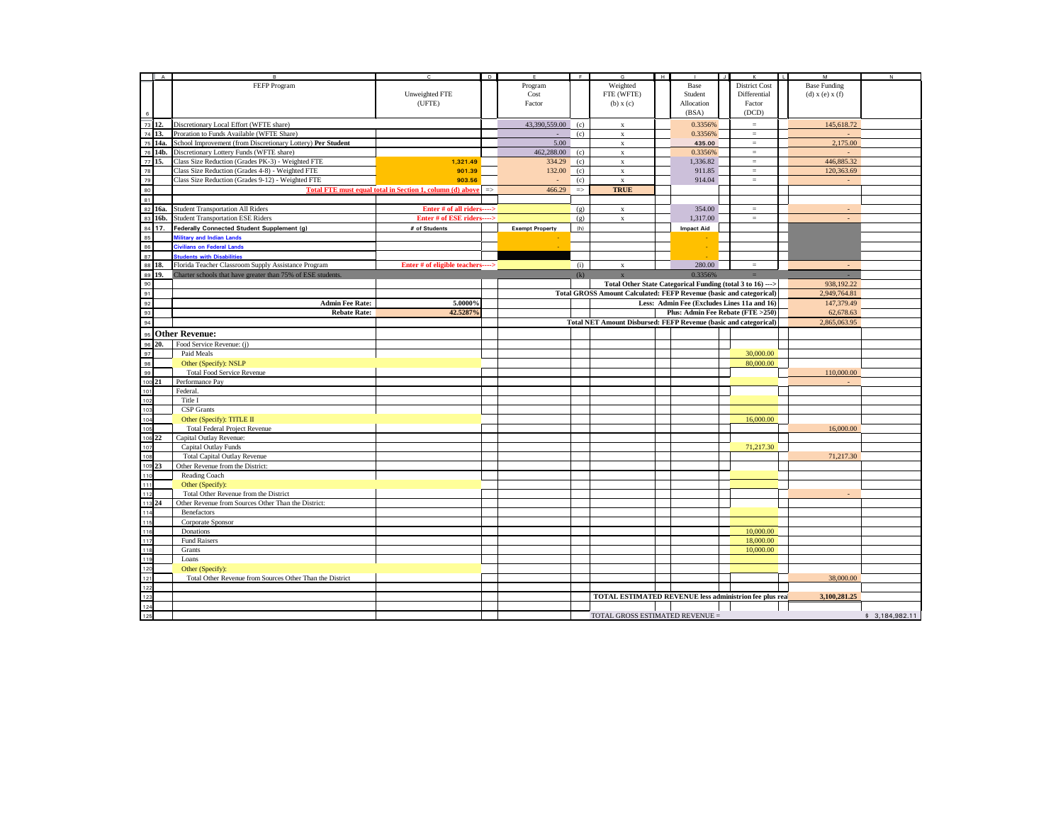| | FEFP Program | Unweighted FTE (UFTE) | | Program Cost Factor | | Weighted FTE (WFTE) (b) x (c) | | Base Student Allocation (BSA) | | District Cost Differential Factor (DCD) | | Base Funding (d) x (e) x (f) | |
|---|---|---|---|---|---|---|---|---|---|---|---|---|---|
| 12. | Discretionary Local Effort (WFTE share) | | | 43,390,559.00 | (c) | x | | 0.3356% | | = | | 145,618.72 | |
| 13. | Proration to Funds Available (WFTE Share) | | | - | (c) | x | | 0.3356% | | = | | - | |
| 14a. | School Improvement (from Discretionary Lottery) **Per Student** | | | 5.00 | | x | | 435.00 | | = | | 2,175.00 | |
| 14b. | Discretionary Lottery Funds (WFTE share) | | | 462,288.00 | (c) | x | | 0.3356% | | = | | - | |
| 15. | Class Size Reduction (Grades PK-3) - Weighted FTE | 1,321.49 | | 334.29 | (c) | x | | 1,336.82 | | = | | 446,885.32 | |
| | Class Size Reduction (Grades 4-8) - Weighted FTE | 901.39 | | 132.00 | (c) | x | | 911.85 | | = | | 120,363.69 | |
| | Class Size Reduction (Grades 9-12) - Weighted FTE | 903.56 | | - | (c) | x | | 914.04 | | = | | - | |
| | **Total FTE must equal total in Section 1, column (d) above** | | => | 466.29 | => | **TRUE** | | | | | | | |
| | | | | | | | | | | | | | |
| 16a. | Student Transportation All Riders | **Enter # of all riders---->** | | | (g) | x | | 354.00 | | = | | - | |
| 16b. | Student Transportation ESE Riders | **Enter # of ESE riders---->** | | | (g) | x | | 1,317.00 | | = | | - | |
| 17. | **Federally Connected Student Supplement (g)** | **# of Students** | | **Exempt Property** | (h) | | | **Impact Aid** | | | | | |
| | **Military and Indian Lands** | | | - | | | | - | | | | | |
| | **Civilians on Federal Lands** | | | - | | | | - | | | | | |
| | **Students with Disabilities** | | | | | | | - | | | | | |
| 18. | Florida Teacher Classroom Supply Assistance Program | **Enter # of eligible teachers---->** | | | (i) | x | | 280.00 | | = | | - | |
| 19. | Charter schools that have greater than 75% of ESE students. | | | | (k) | x | | 0.3356% | | = | | - | |
| | | | | | | **Total Other State Categorical Funding (total 3 to 16) --->** | | | | | | 938,192.22 | |
| | | | | | | **Total GROSS Amount Calculated: FEFP Revenue (basic and categorical)** | | | | | | 2,949,764.81 | |
| | **Admin Fee Rate:** | 5.0000% | | | | **Less: Admin Fee (Excludes Lines 11a and 16)** | | | | | | 147,379.49 | |
| | **Rebate Rate:** | 42.5287% | | | | **Plus: Admin Fee Rebate (FTE >250)** | | | | | | 62,678.63 | |
| | | | | | | **Total NET Amount Disbursed: FEFP Revenue (basic and categorical)** | | | | | | 2,865,063.95 | |
| **Other Revenue:** | | | | | | | | | | | | | |
| 20. | Food Service Revenue: (j) | | | | | | | | | | | | |
| | Paid Meals | | | | | | | | | 30,000.00 | | | |
| | Other (Specify): NSLP | | | | | | | | | 80,000.00 | | | |
| | Total Food Service Revenue | | | | | | | | | | | 110,000.00 | |
| 21 | Performance Pay | | | | | | | | | | | - | |
| | Federal. | | | | | | | | | | | | |
| | Title I | | | | | | | | | | | | |
| | CSP Grants | | | | | | | | | | | | |
| | Other (Specify): TITLE II | | | | | | | | | 16,000.00 | | | |
| | Total Federal Project Revenue | | | | | | | | | | | 16,000.00 | |
| 22 | Capital Outlay Revenue: | | | | | | | | | | | | |
| | Capital Outlay Funds | | | | | | | | | 71,217.30 | | | |
| | Total Capital Outlay Revenue | | | | | | | | | | | 71,217.30 | |
| 23 | Other Revenue from the District: | | | | | | | | | | | | |
| | Reading Coach | | | | | | | | | | | | |
| | Other (Specify): | | | | | | | | | | | | |
| | Total Other Revenue from the District | | | | | | | | | | | - | |
| 24 | Other Revenue from Sources Other Than the District: | | | | | | | | | | | | |
| | Benefactors | | | | | | | | | | | | |
| | Corporate Sponsor | | | | | | | | | | | | |
| | Donations | | | | | | | | | 10,000.00 | | | |
| | Fund Raisers | | | | | | | | | 18,000.00 | | | |
| | Grants | | | | | | | | | 10,000.00 | | | |
| | Loans | | | | | | | | | | | | |
| | Other (Specify): | | | | | | | | | | | | |
| | Total Other Revenue from Sources Other Than the District | | | | | | | | | | | 38,000.00 | |
| | | | | | | | | | | | | | |
| | | | | | | **TOTAL ESTIMATED REVENUE less administrion fee plus rea** | | | | | | **3,100,281.25** | |
| | | | | | | | | | | | | | |
| | | | | | | TOTAL GROSS ESTIMATED REVENUE = | | | | | | | $ 3,184,982.11 |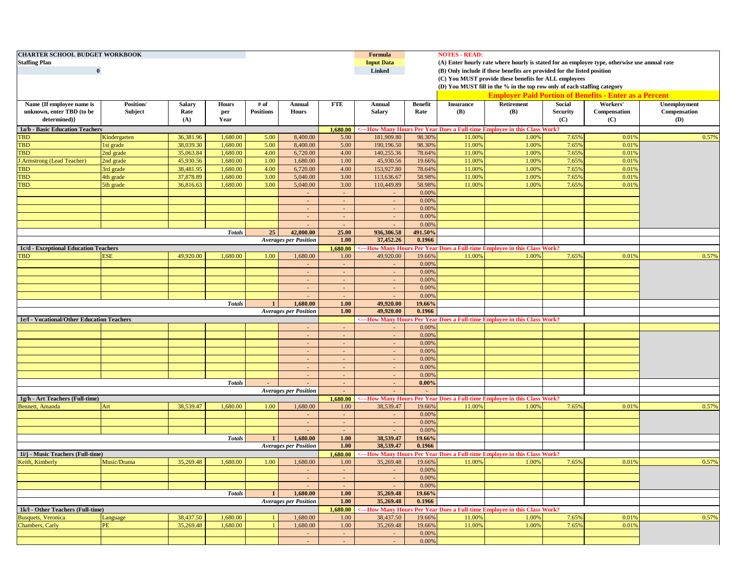**CHARTER SCHOOL BUDGET WORKBOOK**

**Staffing Plan**

**0**

| Formula |
|---|
| Input Data |
| Linked |

**NOTES - READ:**

**(A) Enter hourly rate where hourly is stated for an employee type, otherwise use annual rate**

**(B) Only include if these benefits are provided for the listed position**

**(C) You MUST provide these benefits for ALL employees**

**(D) You MUST fill in the % in the top row only of each staffing category**

| Name {If employee name is unknown, enter TBD (to be determined)} | Position/ Subject | Salary Rate (A) | Hours per Year | # of Positions | Annual Hours | FTE | Annual Salary | Benefit Rate | Insurance (B) | Retirement (B) | Social Security (C) | Workers' Compensation (C) | Unemployment Compensation (D) |
|---|---|---|---|---|---|---|---|---|---|---|---|---|---|
| | | | | | | | | | **Employer Paid Portion of Benefits - Enter as a Percent** | | | | |
| **1a/b - Basic Education Teachers** | | | | | | **1,680.00** | <---How Many Hours Per Year Does a Full-time Employee in this Class Work? | | | | | | |
| TBD | Kindergarten | 36,381.96 | 1,680.00 | 5.00 | 8,400.00 | 5.00 | 181,909.80 | 98.30% | 11.00% | 1.00% | 7.65% | 0.01% | 0.57% |
| TBD | 1st grade | 38,039.30 | 1,680.00 | 5.00 | 8,400.00 | 5.00 | 190,196.50 | 98.30% | 11.00% | 1.00% | 7.65% | 0.01% | |
| TBD | 2nd grade | 35,063.84 | 1,680.00 | 4.00 | 6,720.00 | 4.00 | 140,255.36 | 78.64% | 11.00% | 1.00% | 7.65% | 0.01% | |
| J Armstrong (Lead Teacher) | 2nd grade | 45,930.56 | 1,680.00 | 1.00 | 1,680.00 | 1.00 | 45,930.56 | 19.66% | 11.00% | 1.00% | 7.65% | 0.01% | |
| TBD | 3rd grade | 38,481.95 | 1,680.00 | 4.00 | 6,720.00 | 4.00 | 153,927.80 | 78.64% | 11.00% | 1.00% | 7.65% | 0.01% | |
| TBD | 4th grade | 37,878.89 | 1,680.00 | 3.00 | 5,040.00 | 3.00 | 113,636.67 | 58.98% | 11.00% | 1.00% | 7.65% | 0.01% | |
| TBD | 5th grade | 36,816.63 | 1,680.00 | 3.00 | 5,040.00 | 3.00 | 110,449.89 | 58.98% | 11.00% | 1.00% | 7.65% | 0.01% | |
| | | | | | - | - | - | 0.00% | | | | | |
| | | | | | - | - | - | 0.00% | | | | | |
| | | | | | - | - | - | 0.00% | | | | | |
| | | | | | - | - | - | 0.00% | | | | | |
| | | | *Totals* | **25** | **42,000.00** | **25.00** | **936,306.58** | **491.50%** | | | | | |
| | | | | *Averages per Position* | | **1.00** | **37,452.26** | **0.1966** | | | | | |
| **1c/d - Exceptional Education Teachers** | | | | | | **1,680.00** | <---How Many Hours Per Year Does a Full-time Employee in this Class Work? | | | | | | |
| TBD | ESE | 49,920.00 | 1,680.00 | 1.00 | 1,680.00 | 1.00 | 49,920.00 | 19.66% | 11.00% | 1.00% | 7.65% | 0.01% | 0.57% |
| | | | | | - | - | - | 0.00% | | | | | |
| | | | | | - | - | - | 0.00% | | | | | |
| | | | | | - | - | - | 0.00% | | | | | |
| | | | | | - | - | - | 0.00% | | | | | |
| | | | *Totals* | **1** | **1,680.00** | **1.00** | **49,920.00** | **19.66%** | | | | | |
| | | | | *Averages per Position* | | **1.00** | **49,920.00** | **0.1966** | | | | | |
| **1e/f - Vocational/Other Education Teachers** | | | | | | | <---How Many Hours Per Year Does a Full-time Employee in this Class Work? | | | | | | |
| | | | | | - | - | - | 0.00% | | | | | |
| | | | | | - | - | - | 0.00% | | | | | |
| | | | | | - | - | - | 0.00% | | | | | |
| | | | | | - | - | - | 0.00% | | | | | |
| | | | | | - | - | - | 0.00% | | | | | |
| | | | | | - | - | - | 0.00% | | | | | |
| | | | | | - | - | - | 0.00% | | | | | |
| | | | *Totals* | - | - | - | - | **0.00%** | | | | | |
| | | | | *Averages per Position* | | - | - | - | | | | | |
| **1g/h - Art Teachers (Full-time)** | | | | | | **1,680.00** | <---How Many Hours Per Year Does a Full-time Employee in this Class Work? | | | | | | |
| Bennett, Amanda | Art | 38,539.47 | 1,680.00 | 1.00 | 1,680.00 | 1.00 | 38,539.47 | 19.66% | 11.00% | 1.00% | 7.65% | 0.01% | 0.57% |
| | | | | | - | - | - | 0.00% | | | | | |
| | | | | | - | - | - | 0.00% | | | | | |
| | | | | | - | - | - | 0.00% | | | | | |
| | | | *Totals* | **1** | **1,680.00** | **1.00** | **38,539.47** | **19.66%** | | | | | |
| | | | | *Averages per Position* | | **1.00** | **38,539.47** | **0.1966** | | | | | |
| **1i/j - Music Teachers (Full-time)** | | | | | | **1,680.00** | <---How Many Hours Per Year Does a Full-time Employee in this Class Work? | | | | | | |
| Keith, Kimberly | Music/Drama | 35,269.48 | 1,680.00 | 1.00 | 1,680.00 | 1.00 | 35,269.48 | 19.66% | 11.00% | 1.00% | 7.65% | 0.01% | 0.57% |
| | | | | | - | - | - | 0.00% | | | | | |
| | | | | | - | - | - | 0.00% | | | | | |
| | | | | | - | - | - | 0.00% | | | | | |
| | | | *Totals* | **1** | **1,680.00** | **1.00** | **35,269.48** | **19.66%** | | | | | |
| | | | | *Averages per Position* | | **1.00** | **35,269.48** | **0.1966** | | | | | |
| **1k/l - Other Teachers (Full-time)** | | | | | | **1,680.00** | <---How Many Hours Per Year Does a Full-time Employee in this Class Work? | | | | | | |
| Busquets, Veronica | Language | 38,437.50 | 1,680.00 | 1 | 1,680.00 | 1.00 | 38,437.50 | 19.66% | 11.00% | 1.00% | 7.65% | 0.01% | 0.57% |
| Chambers, Carly | PE | 35,269.48 | 1,680.00 | 1 | 1,680.00 | 1.00 | 35,269.48 | 19.66% | 11.00% | 1.00% | 7.65% | 0.01% | |
| | | | | | - | - | - | 0.00% | | | | | |
| | | | | | - | - | - | 0.00% | | | | | |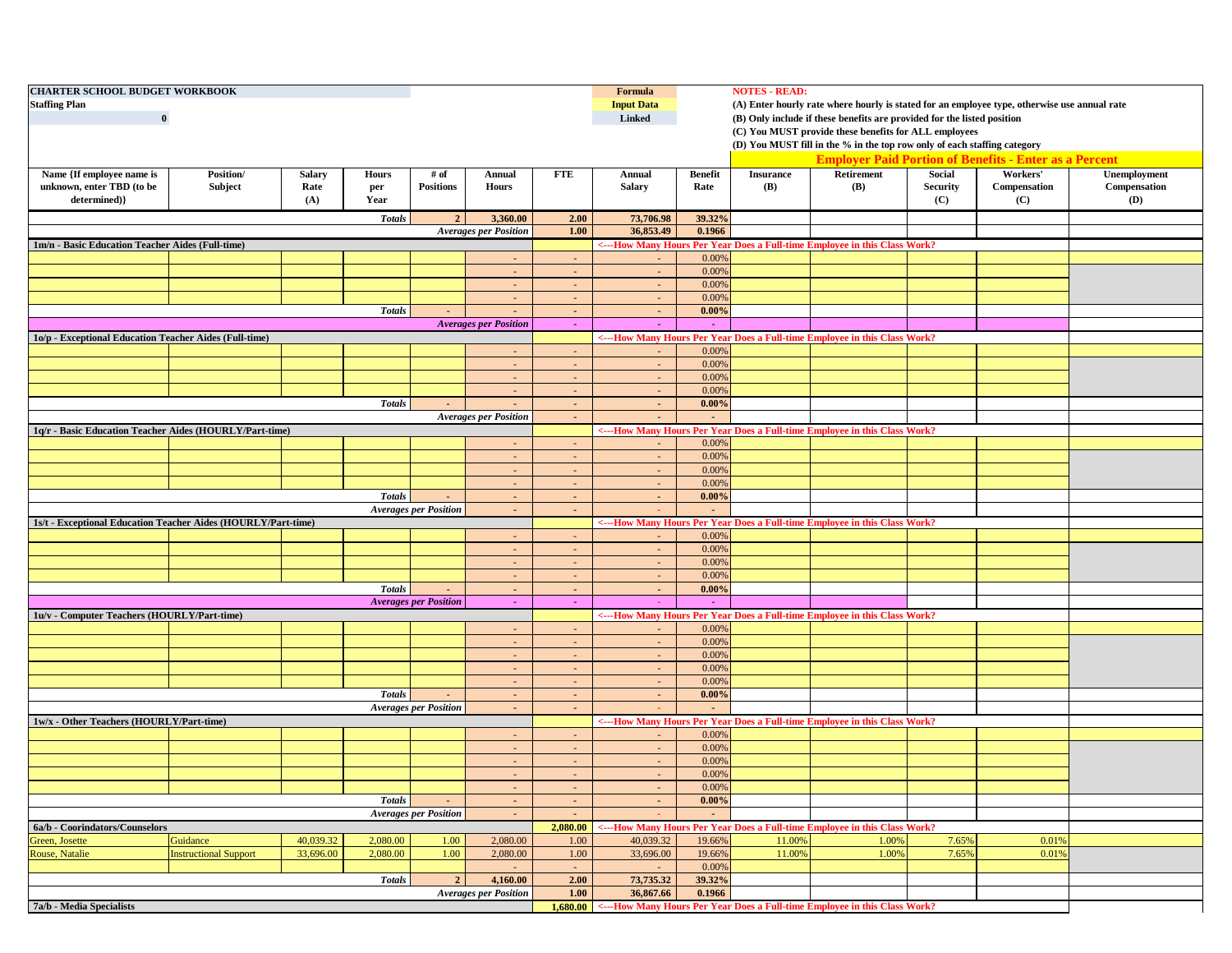**CHARTER SCHOOL BUDGET WORKBOOK**

**Staffing Plan**

**0**

| Formula |
|---|
| Input Data |
| Linked |

**NOTES - READ:**
(A) Enter hourly rate where hourly is stated for an employee type, otherwise use annual rate
(B) Only include if these benefits are provided for the listed position
(C) You MUST provide these benefits for ALL employees
(D) You MUST fill in the % in the top row only of each staffing category

**Employer Paid Portion of Benefits - Enter as a Percent**

| Name {If employee name is unknown, enter TBD (to be determined)} | Position/ Subject | Salary Rate (A) | Hours per Year | # of Positions | Annual Hours | FTE | Annual Salary | Benefit Rate | Insurance (B) | Retirement (B) | Social Security (C) | Workers' Compensation (C) | Unemployment Compensation (D) |
|---|---|---|---|---|---|---|---|---|---|---|---|---|---|
| | | | *Totals* | 2 | 3,360.00 | 2.00 | 73,706.98 | 39.32% | | | | | |
| | | | | | *Averages per Position* | 1.00 | 36,853.49 | 0.1966 | | | | | |
| **1m/n - Basic Education Teacher Aides (Full-time)** | | | | | | | <---How Many Hours Per Year Does a Full-time Employee in this Class Work? | | | | | | |
| | | | | | - | - | - | 0.00% | | | | | |
| | | | | | - | - | - | 0.00% | | | | | |
| | | | | | - | - | - | 0.00% | | | | | |
| | | | | | - | - | - | 0.00% | | | | | |
| | | | *Totals* | - | - | - | - | 0.00% | | | | | |
| | | | | | *Averages per Position* | - | - | - | | | | | |
| **1o/p - Exceptional Education Teacher Aides (Full-time)** | | | | | | | <---How Many Hours Per Year Does a Full-time Employee in this Class Work? | | | | | | |
| | | | | | - | - | - | 0.00% | | | | | |
| | | | | | - | - | - | 0.00% | | | | | |
| | | | | | - | - | - | 0.00% | | | | | |
| | | | | | - | - | - | 0.00% | | | | | |
| | | | *Totals* | - | - | - | - | 0.00% | | | | | |
| | | | | | *Averages per Position* | - | - | - | | | | | |
| **1q/r - Basic Education Teacher Aides (HOURLY/Part-time)** | | | | | | | <---How Many Hours Per Year Does a Full-time Employee in this Class Work? | | | | | | |
| | | | | | - | - | - | 0.00% | | | | | |
| | | | | | - | - | - | 0.00% | | | | | |
| | | | | | - | - | - | 0.00% | | | | | |
| | | | | | - | - | - | 0.00% | | | | | |
| | | | *Totals* | - | - | - | - | 0.00% | | | | | |
| | | | | *Averages per Position* | - | - | - | - | | | | | |
| **1s/t - Exceptional Education Teacher Aides (HOURLY/Part-time)** | | | | | | | <---How Many Hours Per Year Does a Full-time Employee in this Class Work? | | | | | | |
| | | | | | - | - | - | 0.00% | | | | | |
| | | | | | - | - | - | 0.00% | | | | | |
| | | | | | - | - | - | 0.00% | | | | | |
| | | | | | - | - | - | 0.00% | | | | | |
| | | | *Totals* | - | - | - | - | 0.00% | | | | | |
| | | | | *Averages per Position* | - | - | - | - | | | | | |
| **1u/v - Computer Teachers (HOURLY/Part-time)** | | | | | | | <---How Many Hours Per Year Does a Full-time Employee in this Class Work? | | | | | | |
| | | | | | - | - | - | 0.00% | | | | | |
| | | | | | - | - | - | 0.00% | | | | | |
| | | | | | - | - | - | 0.00% | | | | | |
| | | | | | - | - | - | 0.00% | | | | | |
| | | | | | - | - | - | 0.00% | | | | | |
| | | | *Totals* | - | - | - | - | 0.00% | | | | | |
| | | | | *Averages per Position* | - | - | - | - | | | | | |
| **1w/x - Other Teachers (HOURLY/Part-time)** | | | | | | | <---How Many Hours Per Year Does a Full-time Employee in this Class Work? | | | | | | |
| | | | | | - | - | - | 0.00% | | | | | |
| | | | | | - | - | - | 0.00% | | | | | |
| | | | | | - | - | - | 0.00% | | | | | |
| | | | | | - | - | - | 0.00% | | | | | |
| | | | | | - | - | - | 0.00% | | | | | |
| | | | *Totals* | - | - | - | - | 0.00% | | | | | |
| | | | | *Averages per Position* | - | - | - | - | | | | | |
| **6a/b - Coorindators/Counselors** | | | | | | 2,080.00 | <---How Many Hours Per Year Does a Full-time Employee in this Class Work? | | | | | | |
| Green, Josette | Guidance | 40,039.32 | 2,080.00 | 1.00 | 2,080.00 | 1.00 | 40,039.32 | 19.66% | 11.00% | 1.00% | 7.65% | 0.01% | |
| Rouse, Natalie | Instructional Support | 33,696.00 | 2,080.00 | 1.00 | 2,080.00 | 1.00 | 33,696.00 | 19.66% | 11.00% | 1.00% | 7.65% | 0.01% | |
| | | | | | - | - | - | 0.00% | | | | | |
| | | | *Totals* | 2 | 4,160.00 | 2.00 | 73,735.32 | 39.32% | | | | | |
| | | | | | *Averages per Position* | 1.00 | 36,867.66 | 0.1966 | | | | | |
| **7a/b - Media Specialists** | | | | | | 1,680.00 | <---How Many Hours Per Year Does a Full-time Employee in this Class Work? | | | | | | |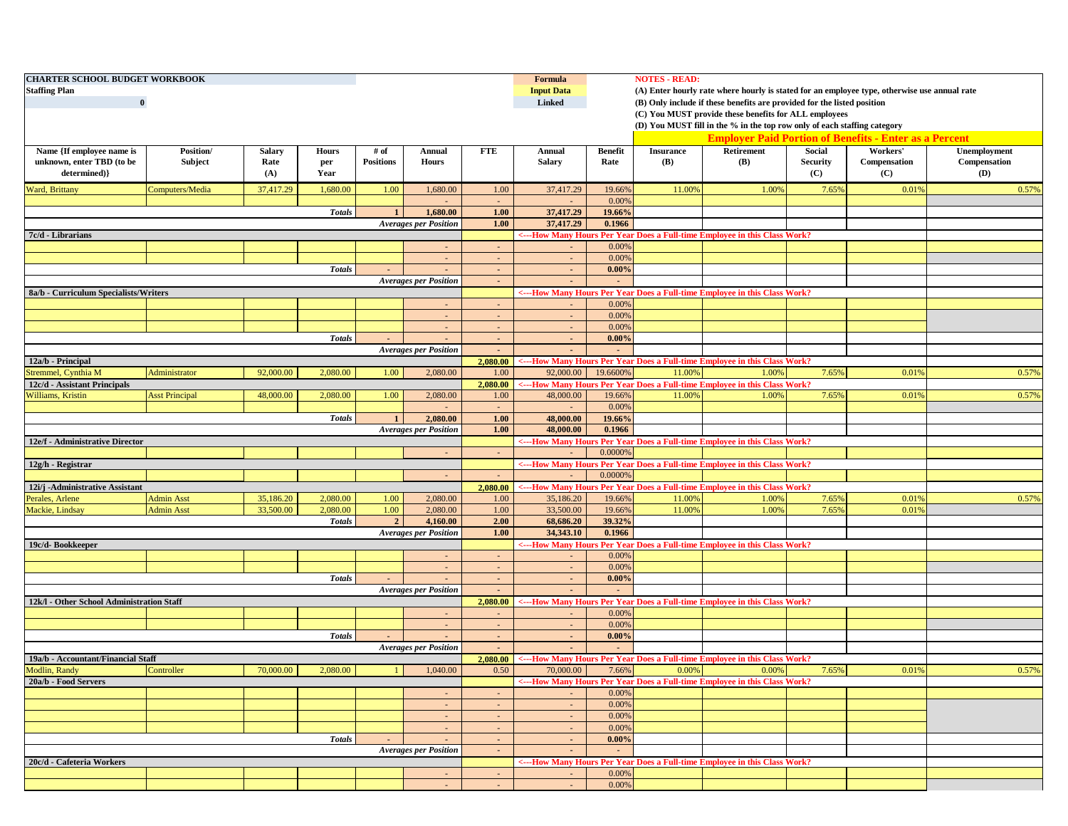**CHARTER SCHOOL BUDGET WORKBOOK**

**Staffing Plan**

0

| Formula |
|---|
| Input Data |
| Linked |

**NOTES - READ:**

(A) Enter hourly rate where hourly is stated for an employee type, otherwise use annual rate

(B) Only include if these benefits are provided for the listed position

(C) You MUST provide these benefits for ALL employees

(D) You MUST fill in the % in the top row only of each staffing category

| Name {If employee name is unknown, enter TBD (to be determined)} | Position/ Subject | Salary Rate (A) | Hours per Year | # of Positions | Annual Hours | FTE | Annual Salary | Benefit Rate | Employer Paid Portion of Benefits - Enter as a Percent: Insurance (B) | Retirement (B) | Social Security (C) | Workers' Compensation (C) | Unemployment Compensation (D) |
|---|---|---|---|---|---|---|---|---|---|---|---|---|---|
| Ward, Brittany | Computers/Media | 37,417.29 | 1,680.00 | 1.00 | 1,680.00 | 1.00 | 37,417.29 | 19.66% | 11.00% | 1.00% | 7.65% | 0.01% | 0.57% |
| | | | | | - | - | - | 0.00% | | | | | |
| | | | Totals | 1 | 1,680.00 | 1.00 | 37,417.29 | 19.66% | | | | | |
| | | | | | Averages per Position | 1.00 | 37,417.29 | 0.1966 | | | | | |
| **7c/d - Librarians** | | | | | | | <---How Many Hours Per Year Does a Full-time Employee in this Class Work? | | | | | | |
| | | | | | - | - | - | 0.00% | | | | | |
| | | | | | - | - | - | 0.00% | | | | | |
| | | | Totals | - | - | - | - | 0.00% | | | | | |
| | | | | | Averages per Position | - | - | - | | | | | |
| **8a/b - Curriculum Specialists/Writers** | | | | | | | <---How Many Hours Per Year Does a Full-time Employee in this Class Work? | | | | | | |
| | | | | | - | - | - | 0.00% | | | | | |
| | | | | | - | - | - | 0.00% | | | | | |
| | | | | | - | - | - | 0.00% | | | | | |
| | | | Totals | - | - | - | - | 0.00% | | | | | |
| | | | | | Averages per Position | - | - | - | | | | | |
| **12a/b - Principal** | | | | | | 2,080.00 | <---How Many Hours Per Year Does a Full-time Employee in this Class Work? | | | | | | |
| Stremmel, Cynthia M | Administrator | 92,000.00 | 2,080.00 | 1.00 | 2,080.00 | 1.00 | 92,000.00 | 19.6600% | 11.00% | 1.00% | 7.65% | 0.01% | 0.57% |
| **12c/d - Assistant Principals** | | | | | | 2,080.00 | <---How Many Hours Per Year Does a Full-time Employee in this Class Work? | | | | | | |
| Williams, Kristin | Asst Principal | 48,000.00 | 2,080.00 | 1.00 | 2,080.00 | 1.00 | 48,000.00 | 19.66% | 11.00% | 1.00% | 7.65% | 0.01% | 0.57% |
| | | | | | - | - | - | 0.00% | | | | | |
| | | | Totals | 1 | 2,080.00 | 1.00 | 48,000.00 | 19.66% | | | | | |
| | | | | | Averages per Position | 1.00 | 48,000.00 | 0.1966 | | | | | |
| **12e/f - Administrative Director** | | | | | | | <---How Many Hours Per Year Does a Full-time Employee in this Class Work? | | | | | | |
| | | | | | - | - | - | 0.0000% | | | | | |
| **12g/h - Registrar** | | | | | | | <---How Many Hours Per Year Does a Full-time Employee in this Class Work? | | | | | | |
| | | | | | - | - | - | 0.0000% | | | | | |
| **12i/j -Administrative Assistant** | | | | | | 2,080.00 | <---How Many Hours Per Year Does a Full-time Employee in this Class Work? | | | | | | |
| Perales, Arlene | Admin Asst | 35,186.20 | 2,080.00 | 1.00 | 2,080.00 | 1.00 | 35,186.20 | 19.66% | 11.00% | 1.00% | 7.65% | 0.01% | 0.57% |
| Mackie, Lindsay | Admin Asst | 33,500.00 | 2,080.00 | 1.00 | 2,080.00 | 1.00 | 33,500.00 | 19.66% | 11.00% | 1.00% | 7.65% | 0.01% | |
| | | | Totals | 2 | 4,160.00 | 2.00 | 68,686.20 | 39.32% | | | | | |
| | | | | | Averages per Position | 1.00 | 34,343.10 | 0.1966 | | | | | |
| **19c/d- Bookkeeper** | | | | | | | <---How Many Hours Per Year Does a Full-time Employee in this Class Work? | | | | | | |
| | | | | | - | - | - | 0.00% | | | | | |
| | | | | | - | - | - | 0.00% | | | | | |
| | | | Totals | - | - | - | - | 0.00% | | | | | |
| | | | | | Averages per Position | - | - | - | | | | | |
| **12k/l - Other School Administration Staff** | | | | | | 2,080.00 | <---How Many Hours Per Year Does a Full-time Employee in this Class Work? | | | | | | |
| | | | | | - | - | - | 0.00% | | | | | |
| | | | | | - | - | - | 0.00% | | | | | |
| | | | Totals | - | - | - | - | 0.00% | | | | | |
| | | | | | Averages per Position | - | - | - | | | | | |
| **19a/b - Accountant/Financial Staff** | | | | | | 2,080.00 | <---How Many Hours Per Year Does a Full-time Employee in this Class Work? | | | | | | |
| Modlin, Randy | Controller | 70,000.00 | 2,080.00 | 1 | 1,040.00 | 0.50 | 70,000.00 | 7.66% | 0.00% | 0.00% | 7.65% | 0.01% | 0.57% |
| **20a/b - Food Servers** | | | | | | | <---How Many Hours Per Year Does a Full-time Employee in this Class Work? | | | | | | |
| | | | | | - | - | - | 0.00% | | | | | |
| | | | | | - | - | - | 0.00% | | | | | |
| | | | | | - | - | - | 0.00% | | | | | |
| | | | | | - | - | - | 0.00% | | | | | |
| | | | Totals | - | - | - | - | 0.00% | | | | | |
| | | | | | Averages per Position | - | - | - | | | | | |
| **20c/d - Cafeteria Workers** | | | | | | | <---How Many Hours Per Year Does a Full-time Employee in this Class Work? | | | | | | |
| | | | | | - | - | - | 0.00% | | | | | |
| | | | | | - | - | - | 0.00% | | | | | |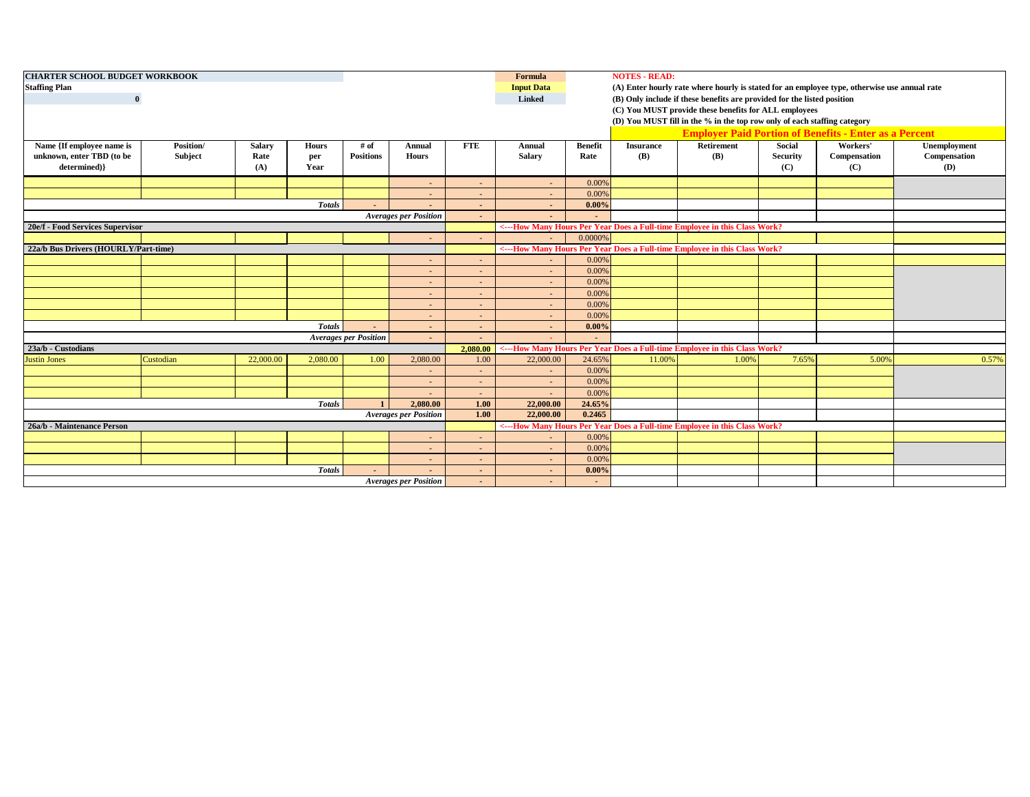**CHARTER SCHOOL BUDGET WORKBOOK**

**Staffing Plan**

**0**

| Formula |
|---|
| Input Data |
| Linked |

**NOTES - READ:**

**(A) Enter hourly rate where hourly is stated for an employee type, otherwise use annual rate**

**(B) Only include if these benefits are provided for the listed position**

**(C) You MUST provide these benefits for ALL employees**

**(D) You MUST fill in the % in the top row only of each staffing category**

| Name {If employee name is unknown, enter TBD (to be determined)} | Position/ Subject | Salary Rate (A) | Hours per Year | # of Positions | Annual Hours | FTE | Annual Salary | Benefit Rate | Employer Paid Portion of Benefits - Enter as a Percent | | | | |
|---|---|---|---|---|---|---|---|---|---|---|---|---|---|
| | | | | | | | | | Insurance (B) | Retirement (B) | Social Security (C) | Workers' Compensation (C) | Unemployment Compensation (D) |
| | | | | | - | - | - | 0.00% | | | | | |
| | | | | | - | - | - | 0.00% | | | | | |
| | | | *Totals* | - | - | - | - | 0.00% | | | | | |
| | | | | *Averages per Position* | | - | - | - | | | | | |
| **20e/f - Food Services Supervisor** | | | | | | | **<---How Many Hours Per Year Does a Full-time Employee in this Class Work?** | | | | | | |
| | | | | | - | - | - | 0.0000% | | | | | |
| **22a/b Bus Drivers (HOURLY/Part-time)** | | | | | | | **<---How Many Hours Per Year Does a Full-time Employee in this Class Work?** | | | | | | |
| | | | | | - | - | - | 0.00% | | | | | |
| | | | | | - | - | - | 0.00% | | | | | |
| | | | | | - | - | - | 0.00% | | | | | |
| | | | | | - | - | - | 0.00% | | | | | |
| | | | | | - | - | - | 0.00% | | | | | |
| | | | | | - | - | - | 0.00% | | | | | |
| | | | *Totals* | - | - | - | - | 0.00% | | | | | |
| | | | *Averages per Position* | | - | - | - | - | | | | | |
| **23a/b - Custodians** | | | | | | 2,080.00 | **<---How Many Hours Per Year Does a Full-time Employee in this Class Work?** | | | | | | |
| Justin Jones | Custodian | 22,000.00 | 2,080.00 | 1.00 | 2,080.00 | 1.00 | 22,000.00 | 24.65% | 11.00% | 1.00% | 7.65% | 5.00% | 0.57% |
| | | | | | - | - | - | 0.00% | | | | | |
| | | | | | - | - | - | 0.00% | | | | | |
| | | | | | - | - | - | 0.00% | | | | | |
| | | | *Totals* | 1 | 2,080.00 | 1.00 | 22,000.00 | 24.65% | | | | | |
| | | | | *Averages per Position* | | 1.00 | 22,000.00 | 0.2465 | | | | | |
| **26a/b - Maintenance Person** | | | | | | | **<---How Many Hours Per Year Does a Full-time Employee in this Class Work?** | | | | | | |
| | | | | | - | - | - | 0.00% | | | | | |
| | | | | | - | - | - | 0.00% | | | | | |
| | | | | | - | - | - | 0.00% | | | | | |
| | | | *Totals* | - | - | - | - | 0.00% | | | | | |
| | | | | *Averages per Position* | | - | - | - | | | | | |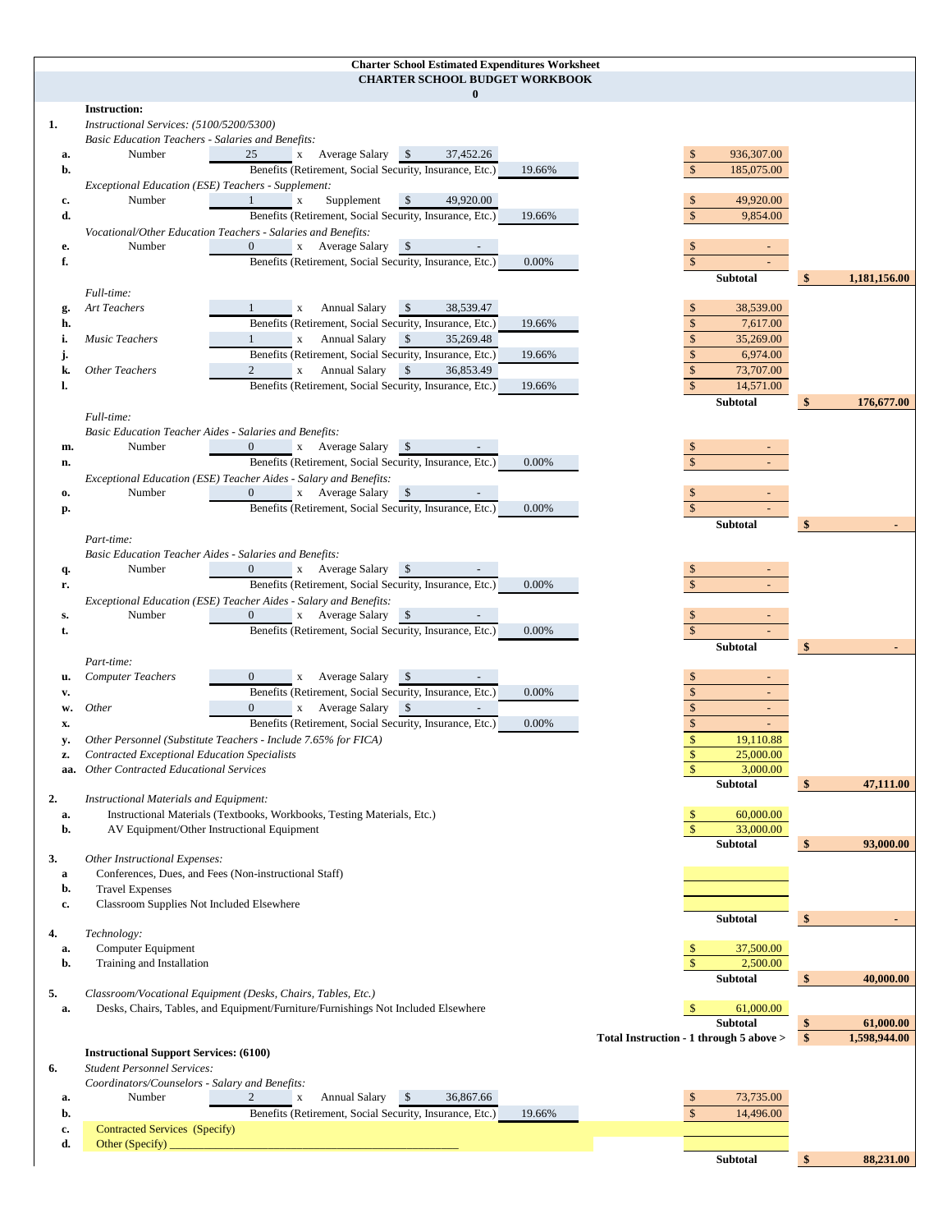# Charter School Estimated Expenditures Worksheet

## CHARTER SCHOOL BUDGET WORKBOOK

0

**Instruction:**

| | Item | Number | | Salary/Rate | Benefits % | Amount | Subtotal |
|---|---|---|---|---|---|---|---|
| **1.** | *Instructional Services: (5100/5200/5300)* | | | | | | |
| | *Basic Education Teachers - Salaries and Benefits:* | | | | | | |
| a. | Number | 25 | x Average Salary | $ 37,452.26 | | $ 936,307.00 | |
| b. | Benefits (Retirement, Social Security, Insurance, Etc.) | | | | 19.66% | $ 185,075.00 | |
| | *Exceptional Education (ESE) Teachers - Supplement:* | | | | | | |
| c. | Number | 1 | x Supplement | $ 49,920.00 | | $ 49,920.00 | |
| d. | Benefits (Retirement, Social Security, Insurance, Etc.) | | | | 19.66% | $ 9,854.00 | |
| | *Vocational/Other Education Teachers - Salaries and Benefits:* | | | | | | |
| e. | Number | 0 | x Average Salary | $ - | | $ - | |
| f. | Benefits (Retirement, Social Security, Insurance, Etc.) | | | | 0.00% | $ - | |
| | | | | | | **Subtotal** | **$ 1,181,156.00** |
| | *Full-time:* | | | | | | |
| g. | *Art Teachers* | 1 | x Annual Salary | $ 38,539.47 | | $ 38,539.00 | |
| h. | Benefits (Retirement, Social Security, Insurance, Etc.) | | | | 19.66% | $ 7,617.00 | |
| i. | *Music Teachers* | 1 | x Annual Salary | $ 35,269.48 | | $ 35,269.00 | |
| j. | Benefits (Retirement, Social Security, Insurance, Etc.) | | | | 19.66% | $ 6,974.00 | |
| k. | *Other Teachers* | 2 | x Annual Salary | $ 36,853.49 | | $ 73,707.00 | |
| l. | Benefits (Retirement, Social Security, Insurance, Etc.) | | | | 19.66% | $ 14,571.00 | |
| | | | | | | **Subtotal** | **$ 176,677.00** |
| | *Full-time:* | | | | | | |
| | *Basic Education Teacher Aides - Salaries and Benefits:* | | | | | | |
| m. | Number | 0 | x Average Salary | $ - | | $ - | |
| n. | Benefits (Retirement, Social Security, Insurance, Etc.) | | | | 0.00% | $ - | |
| | *Exceptional Education (ESE) Teacher Aides - Salary and Benefits:* | | | | | | |
| o. | Number | 0 | x Average Salary | $ - | | $ - | |
| p. | Benefits (Retirement, Social Security, Insurance, Etc.) | | | | 0.00% | $ - | |
| | | | | | | **Subtotal** | **$ -** |
| | *Part-time:* | | | | | | |
| | *Basic Education Teacher Aides - Salaries and Benefits:* | | | | | | |
| q. | Number | 0 | x Average Salary | $ - | | $ - | |
| r. | Benefits (Retirement, Social Security, Insurance, Etc.) | | | | 0.00% | $ - | |
| | *Exceptional Education (ESE) Teacher Aides - Salary and Benefits:* | | | | | | |
| s. | Number | 0 | x Average Salary | $ - | | $ - | |
| t. | Benefits (Retirement, Social Security, Insurance, Etc.) | | | | 0.00% | $ - | |
| | | | | | | **Subtotal** | **$ -** |
| | *Part-time:* | | | | | | |
| u. | *Computer Teachers* | 0 | x Average Salary | $ - | | $ - | |
| v. | Benefits (Retirement, Social Security, Insurance, Etc.) | | | | 0.00% | $ - | |
| w. | *Other* | 0 | x Average Salary | $ - | | $ - | |
| x. | Benefits (Retirement, Social Security, Insurance, Etc.) | | | | 0.00% | $ - | |
| y. | *Other Personnel (Substitute Teachers - Include 7.65% for FICA)* | | | | | $ 19,110.88 | |
| z. | *Contracted Exceptional Education Specialists* | | | | | $ 25,000.00 | |
| aa. | *Other Contracted Educational Services* | | | | | $ 3,000.00 | |
| | | | | | | **Subtotal** | **$ 47,111.00** |
| **2.** | *Instructional Materials and Equipment:* | | | | | | |
| a. | Instructional Materials (Textbooks, Workbooks, Testing Materials, Etc.) | | | | | $ 60,000.00 | |
| b. | AV Equipment/Other Instructional Equipment | | | | | $ 33,000.00 | |
| | | | | | | **Subtotal** | **$ 93,000.00** |
| **3.** | *Other Instructional Expenses:* | | | | | | |
| a | Conferences, Dues, and Fees (Non-instructional Staff) | | | | | | |
| b. | Travel Expenses | | | | | | |
| c. | Classroom Supplies Not Included Elsewhere | | | | | | |
| | | | | | | **Subtotal** | **$ -** |
| **4.** | *Technology:* | | | | | | |
| a. | Computer Equipment | | | | | $ 37,500.00 | |
| b. | Training and Installation | | | | | $ 2,500.00 | |
| | | | | | | **Subtotal** | **$ 40,000.00** |
| **5.** | *Classroom/Vocational Equipment (Desks, Chairs, Tables, Etc.)* | | | | | | |
| a. | Desks, Chairs, Tables, and Equipment/Furniture/Furnishings Not Included Elsewhere | | | | | $ 61,000.00 | |
| | | | | | | **Subtotal** | **$ 61,000.00** |
| | | | | | | **Total Instruction - 1 through 5 above >** | **$ 1,598,944.00** |

**Instructional Support Services: (6100)**

| | Item | Number | | Salary/Rate | Benefits % | Amount | Subtotal |
|---|---|---|---|---|---|---|---|
| **6.** | *Student Personnel Services:* | | | | | | |
| | *Coordinators/Counselors - Salary and Benefits:* | | | | | | |
| a. | Number | 2 | x Annual Salary | $ 36,867.66 | | $ 73,735.00 | |
| b. | Benefits (Retirement, Social Security, Insurance, Etc.) | | | | 19.66% | $ 14,496.00 | |
| c. | Contracted Services (Specify) | | | | | | |
| d. | Other (Specify) ______________________________ | | | | | | |
| | | | | | | **Subtotal** | **$ 88,231.00** |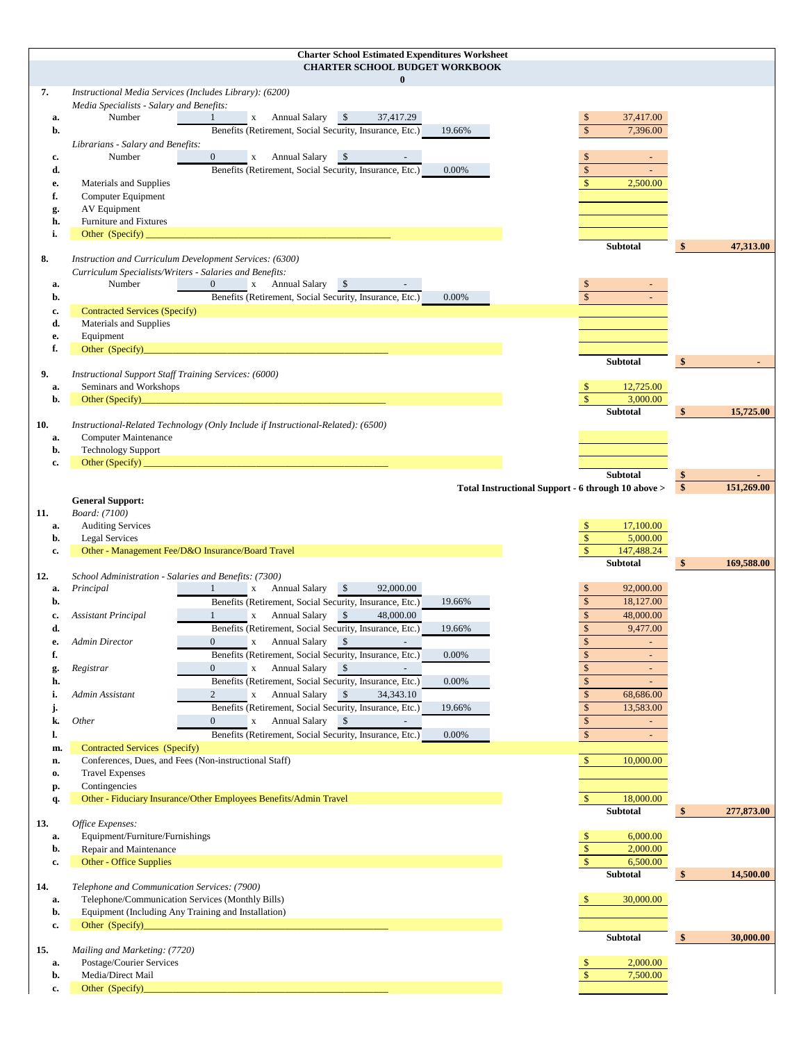**Charter School Estimated Expenditures Worksheet**

**CHARTER SCHOOL BUDGET WORKBOOK**

**0**

| | | | | |
|---|---|---|---|---|
| **7.** | *Instructional Media Services (Includes Library): (6200)* | | | |
| | *Media Specialists - Salary and Benefits:* | | | |
| **a.** | Number 1 x Annual Salary $ 37,417.29 | | $ 37,417.00 | |
| **b.** | Benefits (Retirement, Social Security, Insurance, Etc.) | 19.66% | $ 7,396.00 | |
| | *Librarians - Salary and Benefits:* | | | |
| **c.** | Number 0 x Annual Salary $ - | | $ - | |
| **d.** | Benefits (Retirement, Social Security, Insurance, Etc.) | 0.00% | $ - | |
| **e.** | Materials and Supplies | | $ 2,500.00 | |
| **f.** | Computer Equipment | | | |
| **g.** | AV Equipment | | | |
| **h.** | Furniture and Fixtures | | | |
| **i.** | Other (Specify) ________________ | | | |
| | | | **Subtotal** | **$ 47,313.00** |
| **8.** | *Instruction and Curriculum Development Services: (6300)* | | | |
| | *Curriculum Specialists/Writers - Salaries and Benefits:* | | | |
| **a.** | Number 0 x Annual Salary $ - | | $ - | |
| **b.** | Benefits (Retirement, Social Security, Insurance, Etc.) | 0.00% | $ - | |
| **c.** | Contracted Services (Specify) | | | |
| **d.** | Materials and Supplies | | | |
| **e.** | Equipment | | | |
| **f.** | Other (Specify)________________ | | | |
| | | | **Subtotal** | **$ -** |
| **9.** | *Instructional Support Staff Training Services: (6000)* | | | |
| **a.** | Seminars and Workshops | | $ 12,725.00 | |
| **b.** | Other (Specify)________________ | | $ 3,000.00 | |
| | | | **Subtotal** | **$ 15,725.00** |
| **10.** | *Instructional-Related Technology (Only Include if Instructional-Related): (6500)* | | | |
| **a.** | Computer Maintenance | | | |
| **b.** | Technology Support | | | |
| **c.** | Other (Specify) ________________ | | | |
| | | | **Subtotal** | **$ -** |
| | | | **Total Instructional Support - 6 through 10 above >** | **$ 151,269.00** |
| | **General Support:** | | | |
| **11.** | *Board: (7100)* | | | |
| **a.** | Auditing Services | | $ 17,100.00 | |
| **b.** | Legal Services | | $ 5,000.00 | |
| **c.** | Other - Management Fee/D&O Insurance/Board Travel | | $ 147,488.24 | |
| | | | **Subtotal** | **$ 169,588.00** |
| **12.** | *School Administration - Salaries and Benefits: (7300)* | | | |
| **a.** | *Principal* 1 x Annual Salary $ 92,000.00 | | $ 92,000.00 | |
| **b.** | Benefits (Retirement, Social Security, Insurance, Etc.) | 19.66% | $ 18,127.00 | |
| **c.** | *Assistant Principal* 1 x Annual Salary $ 48,000.00 | | $ 48,000.00 | |
| **d.** | Benefits (Retirement, Social Security, Insurance, Etc.) | 19.66% | $ 9,477.00 | |
| **e.** | *Admin Director* 0 x Annual Salary $ - | | $ - | |
| **f.** | Benefits (Retirement, Social Security, Insurance, Etc.) | 0.00% | $ - | |
| **g.** | *Registrar* 0 x Annual Salary $ - | | $ - | |
| **h.** | Benefits (Retirement, Social Security, Insurance, Etc.) | 0.00% | $ - | |
| **i.** | *Admin Assistant* 2 x Annual Salary $ 34,343.10 | | $ 68,686.00 | |
| **j.** | Benefits (Retirement, Social Security, Insurance, Etc.) | 19.66% | $ 13,583.00 | |
| **k.** | *Other* 0 x Annual Salary $ - | | $ - | |
| **l.** | Benefits (Retirement, Social Security, Insurance, Etc.) | 0.00% | $ - | |
| **m.** | Contracted Services (Specify) | | | |
| **n.** | Conferences, Dues, and Fees (Non-instructional Staff) | | $ 10,000.00 | |
| **o.** | Travel Expenses | | | |
| **p.** | Contingencies | | | |
| **q.** | Other - Fiduciary Insurance/Other Employees Benefits/Admin Travel | | $ 18,000.00 | |
| | | | **Subtotal** | **$ 277,873.00** |
| **13.** | *Office Expenses:* | | | |
| **a.** | Equipment/Furniture/Furnishings | | $ 6,000.00 | |
| **b.** | Repair and Maintenance | | $ 2,000.00 | |
| **c.** | Other - Office Supplies | | $ 6,500.00 | |
| | | | **Subtotal** | **$ 14,500.00** |
| **14.** | *Telephone and Communication Services: (7900)* | | | |
| **a.** | Telephone/Communication Services (Monthly Bills) | | $ 30,000.00 | |
| **b.** | Equipment (Including Any Training and Installation) | | | |
| **c.** | Other (Specify)________________ | | | |
| | | | **Subtotal** | **$ 30,000.00** |
| **15.** | *Mailing and Marketing: (7720)* | | | |
| **a.** | Postage/Courier Services | | $ 2,000.00 | |
| **b.** | Media/Direct Mail | | $ 7,500.00 | |
| **c.** | Other (Specify)________________ | | | |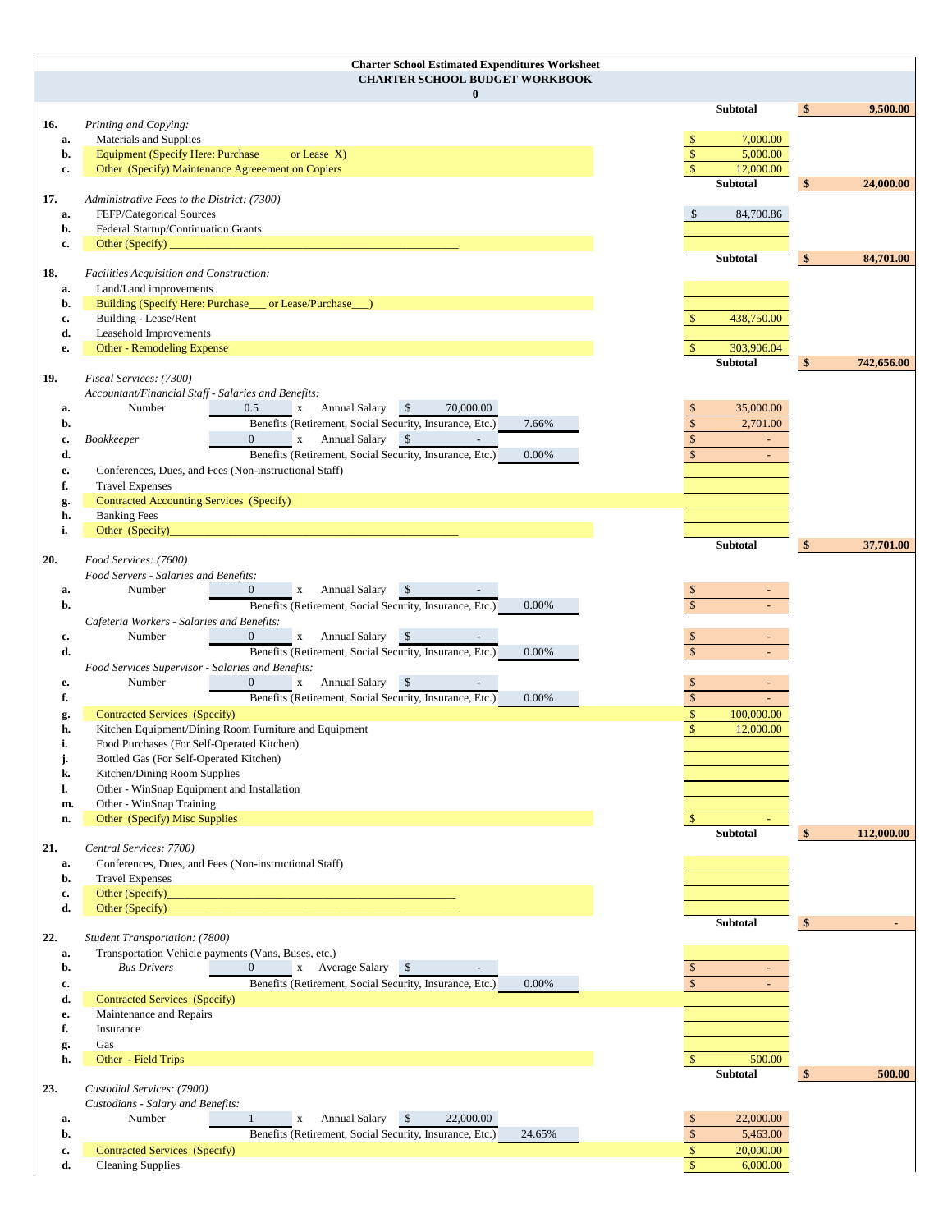**Charter School Estimated Expenditures Worksheet**

**CHARTER SCHOOL BUDGET WORKBOOK**

**0**

| | | | | | | | | | Amount | Subtotal |
|---|---|---|---|---|---|---|---|---|---|---|
| | | | | | | | | | **Subtotal** | **$ 9,500.00** |
| **16.** | *Printing and Copying:* | | | | | | | | | |
| **a.** | Materials and Supplies | | | | | | | | $ 7,000.00 | |
| **b.** | Equipment (Specify Here: Purchase_____ or Lease X) | | | | | | | | $ 5,000.00 | |
| **c.** | Other (Specify) Maintenance Agreeement on Copiers | | | | | | | | $ 12,000.00 | |
| | | | | | | | | | **Subtotal** | **$ 24,000.00** |
| **17.** | *Administrative Fees to the District: (7300)* | | | | | | | | | |
| **a.** | FEFP/Categorical Sources | | | | | | | | $ 84,700.86 | |
| **b.** | Federal Startup/Continuation Grants | | | | | | | | | |
| **c.** | Other (Specify) ___________________________________________ | | | | | | | | | |
| | | | | | | | | | **Subtotal** | **$ 84,701.00** |
| **18.** | *Facilities Acquisition and Construction:* | | | | | | | | | |
| **a.** | Land/Land improvements | | | | | | | | | |
| **b.** | Building (Specify Here: Purchase___ or Lease/Purchase___) | | | | | | | | | |
| **c.** | Building - Lease/Rent | | | | | | | | $ 438,750.00 | |
| **d.** | Leasehold Improvements | | | | | | | | | |
| **e.** | Other - Remodeling Expense | | | | | | | | $ 303,906.04 | |
| | | | | | | | | | **Subtotal** | **$ 742,656.00** |
| **19.** | *Fiscal Services: (7300)* | | | | | | | | | |
| | *Accountant/Financial Staff - Salaries and Benefits:* | | | | | | | | | |
| **a.** | Number | 0.5 | x | Annual Salary | $ 70,000.00 | | | | $ 35,000.00 | |
| **b.** | | | | Benefits (Retirement, Social Security, Insurance, Etc.) | | | 7.66% | | $ 2,701.00 | |
| **c.** | *Bookkeeper* | 0 | x | Annual Salary | $ - | | | | $ - | |
| **d.** | | | | Benefits (Retirement, Social Security, Insurance, Etc.) | | | 0.00% | | $ - | |
| **e.** | Conferences, Dues, and Fees (Non-instructional Staff) | | | | | | | | | |
| **f.** | Travel Expenses | | | | | | | | | |
| **g.** | Contracted Accounting Services (Specify) | | | | | | | | | |
| **h.** | Banking Fees | | | | | | | | | |
| **i.** | Other (Specify)___________________________________________ | | | | | | | | | |
| | | | | | | | | | **Subtotal** | **$ 37,701.00** |
| **20.** | *Food Services: (7600)* | | | | | | | | | |
| | *Food Servers - Salaries and Benefits:* | | | | | | | | | |
| **a.** | Number | 0 | x | Annual Salary | $ - | | | | $ - | |
| **b.** | | | | Benefits (Retirement, Social Security, Insurance, Etc.) | | | 0.00% | | $ - | |
| | *Cafeteria Workers - Salaries and Benefits:* | | | | | | | | | |
| **c.** | Number | 0 | x | Annual Salary | $ - | | | | $ - | |
| **d.** | | | | Benefits (Retirement, Social Security, Insurance, Etc.) | | | 0.00% | | $ - | |
| | *Food Services Supervisor - Salaries and Benefits:* | | | | | | | | | |
| **e.** | Number | 0 | x | Annual Salary | $ - | | | | $ - | |
| **f.** | | | | Benefits (Retirement, Social Security, Insurance, Etc.) | | | 0.00% | | $ - | |
| **g.** | Contracted Services (Specify) | | | | | | | | $ 100,000.00 | |
| **h.** | Kitchen Equipment/Dining Room Furniture and Equipment | | | | | | | | $ 12,000.00 | |
| **i.** | Food Purchases (For Self-Operated Kitchen) | | | | | | | | | |
| **j.** | Bottled Gas (For Self-Operated Kitchen) | | | | | | | | | |
| **k.** | Kitchen/Dining Room Supplies | | | | | | | | | |
| **l.** | Other - WinSnap Equipment and Installation | | | | | | | | | |
| **m.** | Other - WinSnap Training | | | | | | | | | |
| **n.** | Other (Specify) Misc Supplies | | | | | | | | $ - | |
| | | | | | | | | | **Subtotal** | **$ 112,000.00** |
| **21.** | *Central Services: 7700)* | | | | | | | | | |
| **a.** | Conferences, Dues, and Fees (Non-instructional Staff) | | | | | | | | | |
| **b.** | Travel Expenses | | | | | | | | | |
| **c.** | Other (Specify)___________________________________________ | | | | | | | | | |
| **d.** | Other (Specify) ___________________________________________ | | | | | | | | | |
| | | | | | | | | | **Subtotal** | **$ -** |
| **22.** | *Student Transportation: (7800)* | | | | | | | | | |
| **a.** | Transportation Vehicle payments (Vans, Buses, etc.) | | | | | | | | | |
| **b.** | *Bus Drivers* | 0 | x | Average Salary | $ - | | | | $ - | |
| **c.** | | | | Benefits (Retirement, Social Security, Insurance, Etc.) | | | 0.00% | | $ - | |
| **d.** | Contracted Services (Specify) | | | | | | | | | |
| **e.** | Maintenance and Repairs | | | | | | | | | |
| **f.** | Insurance | | | | | | | | | |
| **g.** | Gas | | | | | | | | | |
| **h.** | Other - Field Trips | | | | | | | | $ 500.00 | |
| | | | | | | | | | **Subtotal** | **$ 500.00** |
| **23.** | *Custodial Services: (7900)* | | | | | | | | | |
| | *Custodians - Salary and Benefits:* | | | | | | | | | |
| **a.** | Number | 1 | x | Annual Salary | $ 22,000.00 | | | | $ 22,000.00 | |
| **b.** | | | | Benefits (Retirement, Social Security, Insurance, Etc.) | | | 24.65% | | $ 5,463.00 | |
| **c.** | Contracted Services (Specify) | | | | | | | | $ 20,000.00 | |
| **d.** | Cleaning Supplies | | | | | | | | $ 6,000.00 | |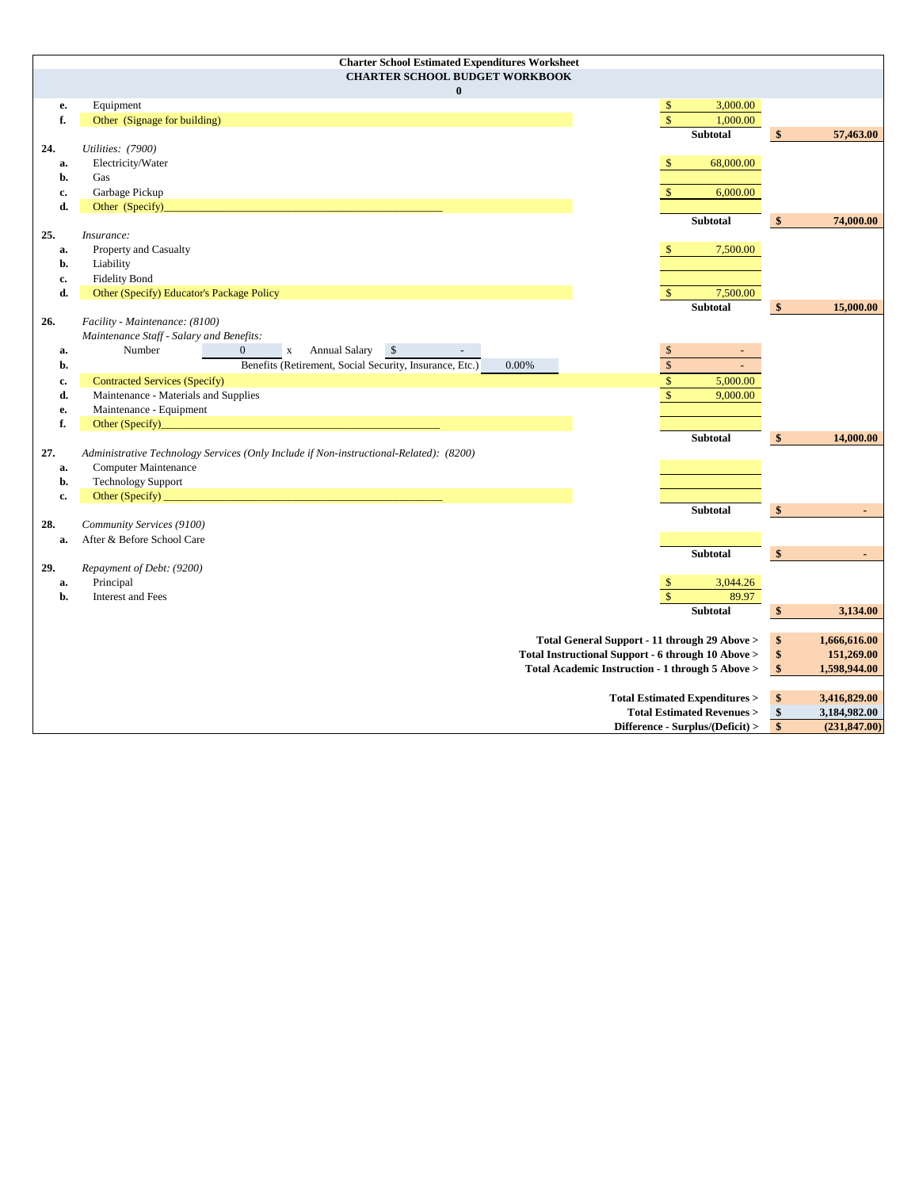**Charter School Estimated Expenditures Worksheet**

**CHARTER SCHOOL BUDGET WORKBOOK**

**0**

| | | | |
|---|---|---|---|
| **e.** | Equipment | $ 3,000.00 | |
| **f.** | Other (Signage for building) | $ 1,000.00 | |
| | | **Subtotal** | **$ 57,463.00** |
| **24.** | *Utilities: (7900)* | | |
| **a.** | Electricity/Water | $ 68,000.00 | |
| **b.** | Gas | | |
| **c.** | Garbage Pickup | $ 6,000.00 | |
| **d.** | Other (Specify)_______________ | | |
| | | **Subtotal** | **$ 74,000.00** |
| **25.** | *Insurance:* | | |
| **a.** | Property and Casualty | $ 7,500.00 | |
| **b.** | Liability | | |
| **c.** | Fidelity Bond | | |
| **d.** | Other (Specify) Educator's Package Policy | $ 7,500.00 | |
| | | **Subtotal** | **$ 15,000.00** |
| **26.** | *Facility - Maintenance: (8100)* | | |
| | *Maintenance Staff - Salary and Benefits:* | | |
| **a.** | Number 0 x Annual Salary $ - | $ - | |
| **b.** | Benefits (Retirement, Social Security, Insurance, Etc.) 0.00% | $ - | |
| **c.** | Contracted Services (Specify) | $ 5,000.00 | |
| **d.** | Maintenance - Materials and Supplies | $ 9,000.00 | |
| **e.** | Maintenance - Equipment | | |
| **f.** | Other (Specify)_______________ | | |
| | | **Subtotal** | **$ 14,000.00** |
| **27.** | *Administrative Technology Services (Only Include if Non-instructional-Related): (8200)* | | |
| **a.** | Computer Maintenance | | |
| **b.** | Technology Support | | |
| **c.** | Other (Specify) _______________ | | |
| | | **Subtotal** | **$ -** |
| **28.** | *Community Services (9100)* | | |
| **a.** | After & Before School Care | | |
| | | **Subtotal** | **$ -** |
| **29.** | *Repayment of Debt: (9200)* | | |
| **a.** | Principal | $ 3,044.26 | |
| **b.** | Interest and Fees | $ 89.97 | |
| | | **Subtotal** | **$ 3,134.00** |

| | |
|---|---|
| **Total General Support - 11 through 29 Above >** | **$ 1,666,616.00** |
| **Total Instructional Support - 6 through 10 Above >** | **$ 151,269.00** |
| **Total Academic Instruction - 1 through 5 Above >** | **$ 1,598,944.00** |
| **Total Estimated Expenditures >** | **$ 3,416,829.00** |
| **Total Estimated Revenues >** | **$ 3,184,982.00** |
| **Difference - Surplus/(Deficit) >** | **$ (231,847.00)** |